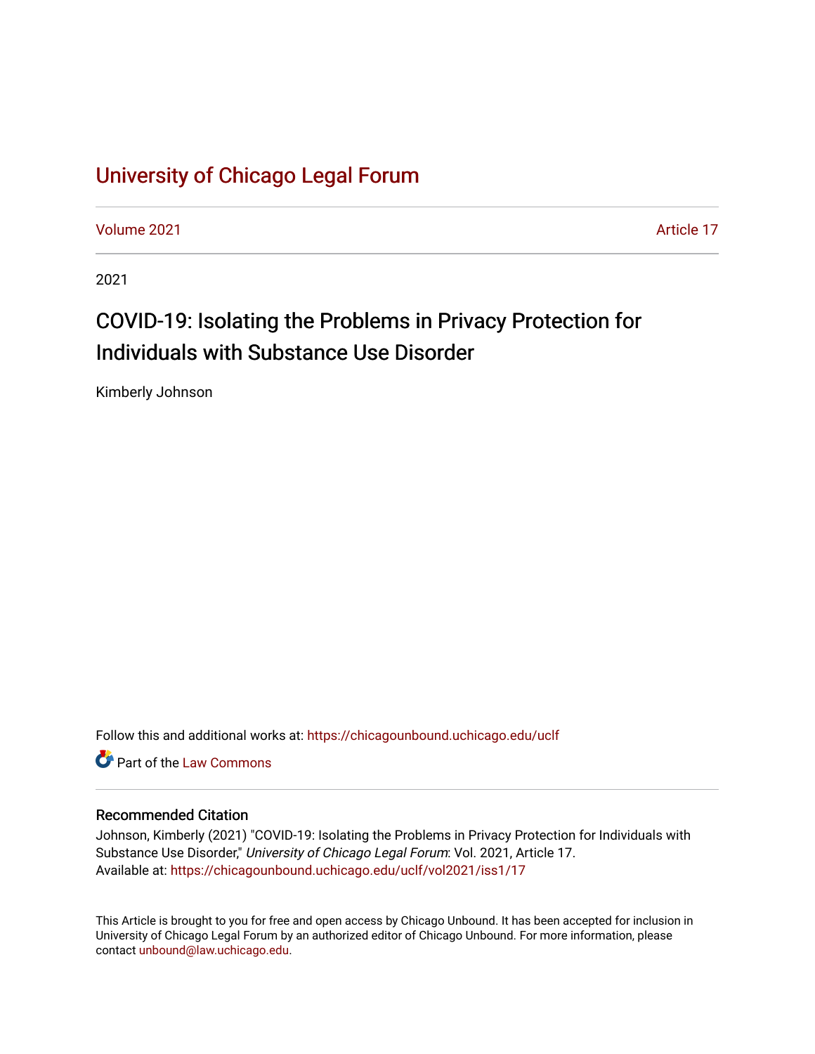# University of Chicago Legal Forum

Volume 2021 Article 17

2021

## COVID-19: Isolating the Problems in Privacy Protection for Individuals with Substance Use Disorder

Kimberly Johnson

Follow this and additional works at: https://chicagounbound.uchicago.edu/uclf

Part of the Law Commons

### Recommended Citation

Johnson, Kimberly (2021) "COVID-19: Isolating the Problems in Privacy Protection for Individuals with Substance Use Disorder," *University of Chicago Legal Forum*: Vol. 2021, Article 17.
Available at: https://chicagounbound.uchicago.edu/uclf/vol2021/iss1/17

This Article is brought to you for free and open access by Chicago Unbound. It has been accepted for inclusion in University of Chicago Legal Forum by an authorized editor of Chicago Unbound. For more information, please contact unbound@law.uchicago.edu.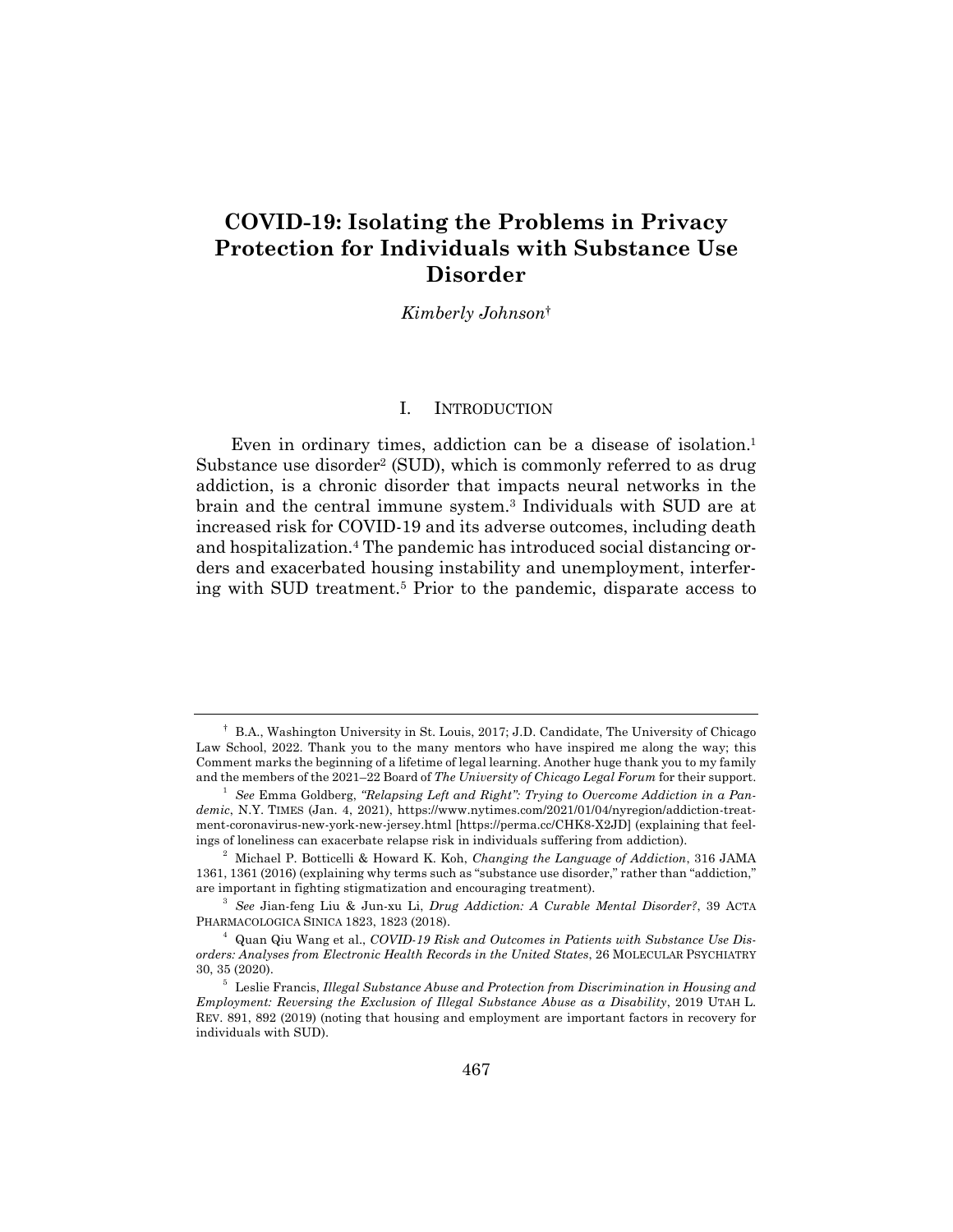# COVID-19: Isolating the Problems in Privacy Protection for Individuals with Substance Use Disorder

*Kimberly Johnson*[†]

## I. INTRODUCTION

Even in ordinary times, addiction can be a disease of isolation.[1] Substance use disorder[2] (SUD), which is commonly referred to as drug addiction, is a chronic disorder that impacts neural networks in the brain and the central immune system.[3] Individuals with SUD are at increased risk for COVID-19 and its adverse outcomes, including death and hospitalization.[4] The pandemic has introduced social distancing orders and exacerbated housing instability and unemployment, interfering with SUD treatment.[5] Prior to the pandemic, disparate access to

---

[†] B.A., Washington University in St. Louis, 2017; J.D. Candidate, The University of Chicago Law School, 2022. Thank you to the many mentors who have inspired me along the way; this Comment marks the beginning of a lifetime of legal learning. Another huge thank you to my family and the members of the 2021–22 Board of *The University of Chicago Legal Forum* for their support.

[1] *See* Emma Goldberg, *"Relapsing Left and Right": Trying to Overcome Addiction in a Pandemic*, N.Y. TIMES (Jan. 4, 2021), https://www.nytimes.com/2021/01/04/nyregion/addiction-treatment-coronavirus-new-york-new-jersey.html [https://perma.cc/CHK8-X2JD] (explaining that feelings of loneliness can exacerbate relapse risk in individuals suffering from addiction).

[2] Michael P. Botticelli & Howard K. Koh, *Changing the Language of Addiction*, 316 JAMA 1361, 1361 (2016) (explaining why terms such as "substance use disorder," rather than "addiction," are important in fighting stigmatization and encouraging treatment).

[3] *See* Jian-feng Liu & Jun-xu Li, *Drug Addiction: A Curable Mental Disorder?*, 39 ACTA PHARMACOLOGICA SINICA 1823, 1823 (2018).

[4] Quan Qiu Wang et al., *COVID-19 Risk and Outcomes in Patients with Substance Use Disorders: Analyses from Electronic Health Records in the United States*, 26 MOLECULAR PSYCHIATRY 30, 35 (2020).

[5] Leslie Francis, *Illegal Substance Abuse and Protection from Discrimination in Housing and Employment: Reversing the Exclusion of Illegal Substance Abuse as a Disability*, 2019 UTAH L. REV. 891, 892 (2019) (noting that housing and employment are important factors in recovery for individuals with SUD).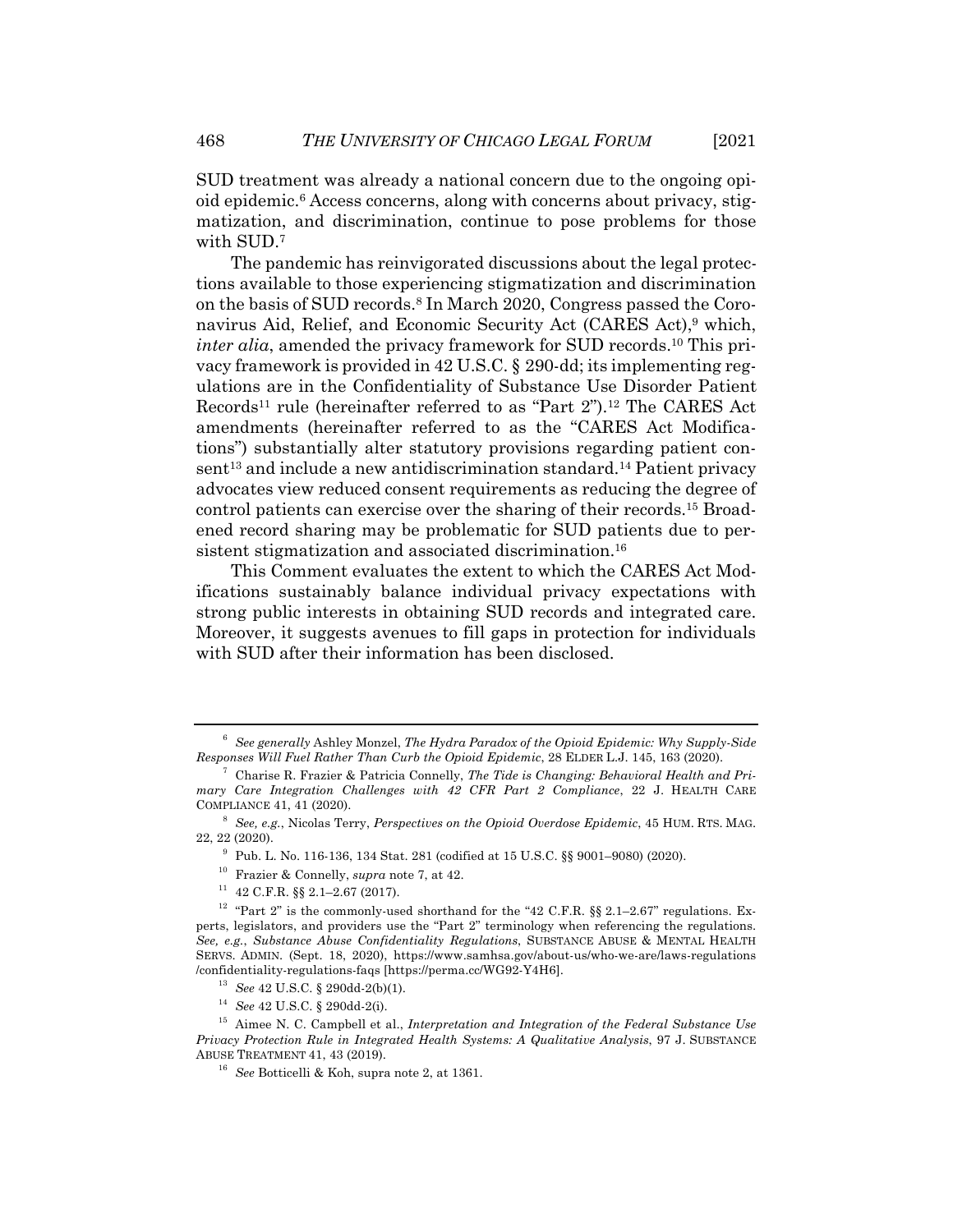SUD treatment was already a national concern due to the ongoing opioid epidemic.[6] Access concerns, along with concerns about privacy, stigmatization, and discrimination, continue to pose problems for those with SUD.[7]

The pandemic has reinvigorated discussions about the legal protections available to those experiencing stigmatization and discrimination on the basis of SUD records.[8] In March 2020, Congress passed the Coronavirus Aid, Relief, and Economic Security Act (CARES Act),[9] which, *inter alia*, amended the privacy framework for SUD records.[10] This privacy framework is provided in 42 U.S.C. § 290-dd; its implementing regulations are in the Confidentiality of Substance Use Disorder Patient Records[11] rule (hereinafter referred to as "Part 2").[12] The CARES Act amendments (hereinafter referred to as the "CARES Act Modifications") substantially alter statutory provisions regarding patient consent[13] and include a new antidiscrimination standard.[14] Patient privacy advocates view reduced consent requirements as reducing the degree of control patients can exercise over the sharing of their records.[15] Broadened record sharing may be problematic for SUD patients due to persistent stigmatization and associated discrimination.[16]

This Comment evaluates the extent to which the CARES Act Modifications sustainably balance individual privacy expectations with strong public interests in obtaining SUD records and integrated care. Moreover, it suggests avenues to fill gaps in protection for individuals with SUD after their information has been disclosed.

---

[6] *See generally* Ashley Monzel, *The Hydra Paradox of the Opioid Epidemic: Why Supply-Side Responses Will Fuel Rather Than Curb the Opioid Epidemic*, 28 ELDER L.J. 145, 163 (2020).

[7] Charise R. Frazier & Patricia Connelly, *The Tide is Changing: Behavioral Health and Primary Care Integration Challenges with 42 CFR Part 2 Compliance*, 22 J. HEALTH CARE COMPLIANCE 41, 41 (2020).

[8] *See, e.g.*, Nicolas Terry, *Perspectives on the Opioid Overdose Epidemic*, 45 HUM. RTS. MAG. 22, 22 (2020).

[9] Pub. L. No. 116-136, 134 Stat. 281 (codified at 15 U.S.C. §§ 9001–9080) (2020).

[10] Frazier & Connelly, *supra* note 7, at 42.

[11] 42 C.F.R. §§ 2.1–2.67 (2017).

[12] "Part 2" is the commonly-used shorthand for the "42 C.F.R. §§ 2.1–2.67" regulations. Experts, legislators, and providers use the "Part 2" terminology when referencing the regulations. *See, e.g.*, *Substance Abuse Confidentiality Regulations*, SUBSTANCE ABUSE & MENTAL HEALTH SERVS. ADMIN. (Sept. 18, 2020), https://www.samhsa.gov/about-us/who-we-are/laws-regulations/confidentiality-regulations-faqs [https://perma.cc/WG92-Y4H6].

[13] *See* 42 U.S.C. § 290dd-2(b)(1).

[14] *See* 42 U.S.C. § 290dd-2(i).

[15] Aimee N. C. Campbell et al., *Interpretation and Integration of the Federal Substance Use Privacy Protection Rule in Integrated Health Systems: A Qualitative Analysis*, 97 J. SUBSTANCE ABUSE TREATMENT 41, 43 (2019).

[16] *See* Botticelli & Koh, supra note 2, at 1361.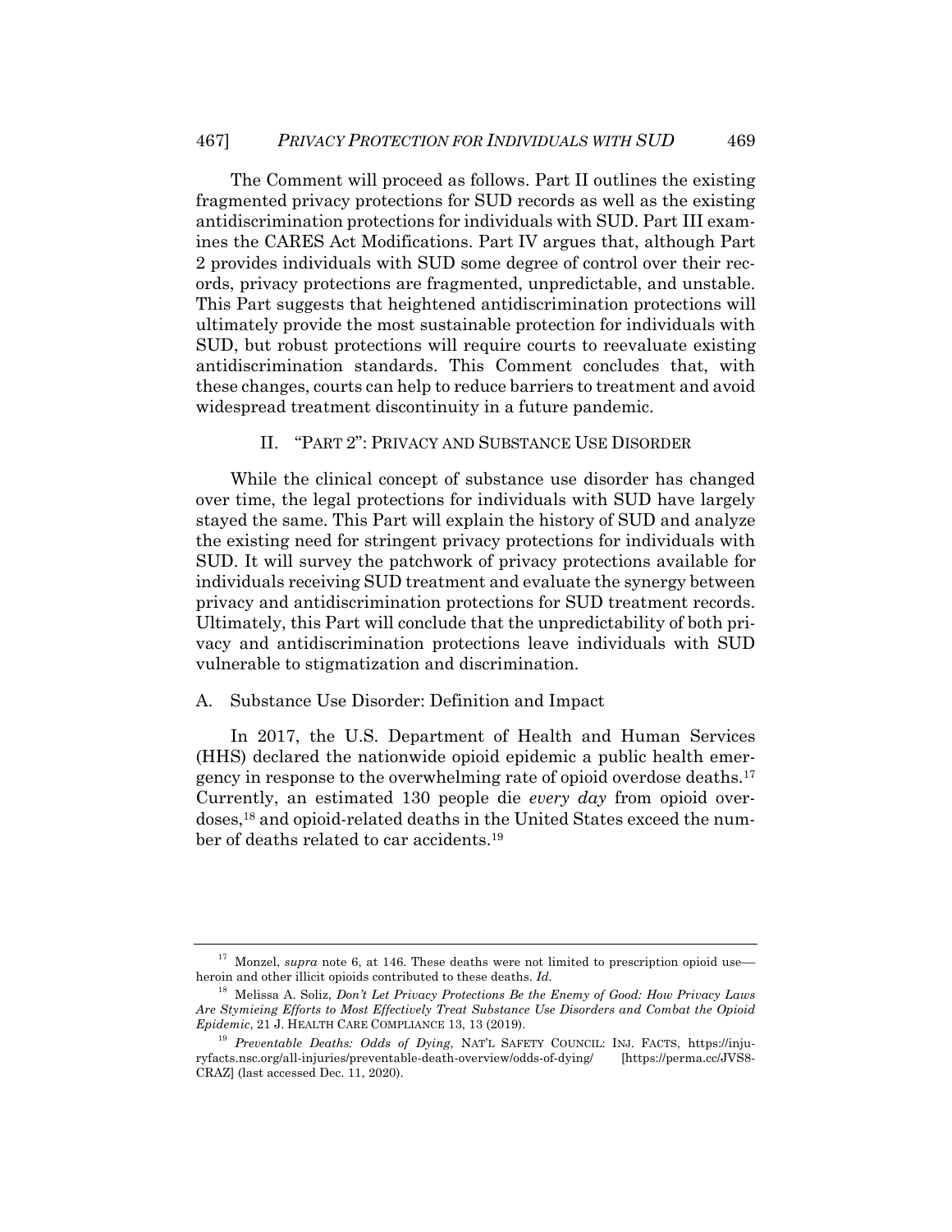The Comment will proceed as follows. Part II outlines the existing fragmented privacy protections for SUD records as well as the existing antidiscrimination protections for individuals with SUD. Part III examines the CARES Act Modifications. Part IV argues that, although Part 2 provides individuals with SUD some degree of control over their records, privacy protections are fragmented, unpredictable, and unstable. This Part suggests that heightened antidiscrimination protections will ultimately provide the most sustainable protection for individuals with SUD, but robust protections will require courts to reevaluate existing antidiscrimination standards. This Comment concludes that, with these changes, courts can help to reduce barriers to treatment and avoid widespread treatment discontinuity in a future pandemic.

## II. "PART 2": PRIVACY AND SUBSTANCE USE DISORDER

While the clinical concept of substance use disorder has changed over time, the legal protections for individuals with SUD have largely stayed the same. This Part will explain the history of SUD and analyze the existing need for stringent privacy protections for individuals with SUD. It will survey the patchwork of privacy protections available for individuals receiving SUD treatment and evaluate the synergy between privacy and antidiscrimination protections for SUD treatment records. Ultimately, this Part will conclude that the unpredictability of both privacy and antidiscrimination protections leave individuals with SUD vulnerable to stigmatization and discrimination.

### A. Substance Use Disorder: Definition and Impact

In 2017, the U.S. Department of Health and Human Services (HHS) declared the nationwide opioid epidemic a public health emergency in response to the overwhelming rate of opioid overdose deaths.[17] Currently, an estimated 130 people die *every day* from opioid overdoses,[18] and opioid-related deaths in the United States exceed the number of deaths related to car accidents.[19]

---

[17] Monzel, *supra* note 6, at 146. These deaths were not limited to prescription opioid use—heroin and other illicit opioids contributed to these deaths. *Id.*

[18] Melissa A. Soliz, *Don't Let Privacy Protections Be the Enemy of Good: How Privacy Laws Are Stymieing Efforts to Most Effectively Treat Substance Use Disorders and Combat the Opioid Epidemic*, 21 J. HEALTH CARE COMPLIANCE 13, 13 (2019).

[19] *Preventable Deaths: Odds of Dying*, NAT'L SAFETY COUNCIL: INJ. FACTS, https://injuryfacts.nsc.org/all-injuries/preventable-death-overview/odds-of-dying/ [https://perma.cc/JVS8-CRAZ] (last accessed Dec. 11, 2020).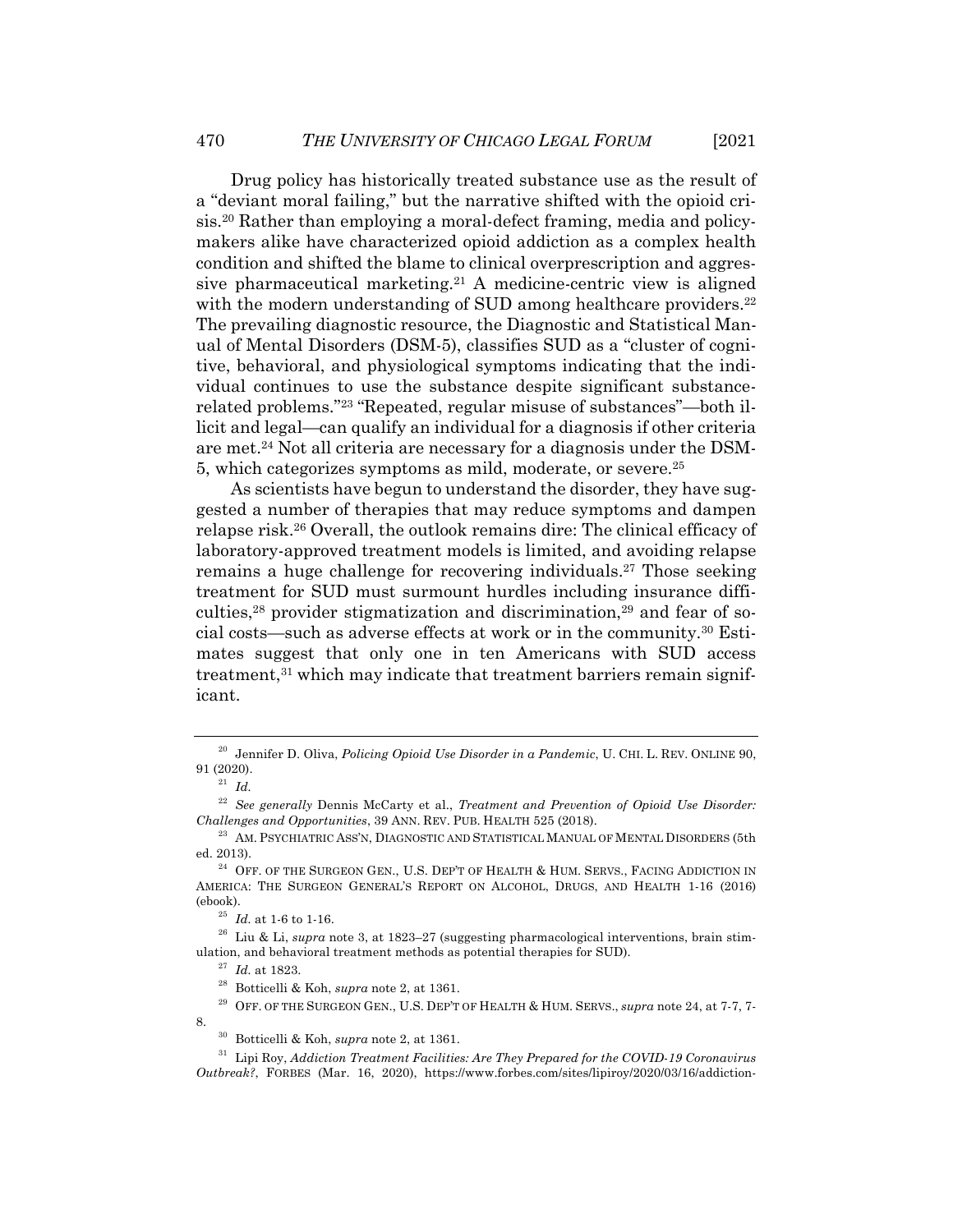Drug policy has historically treated substance use as the result of a "deviant moral failing," but the narrative shifted with the opioid crisis.[20] Rather than employing a moral-defect framing, media and policymakers alike have characterized opioid addiction as a complex health condition and shifted the blame to clinical overprescription and aggressive pharmaceutical marketing.[21] A medicine-centric view is aligned with the modern understanding of SUD among healthcare providers.[22] The prevailing diagnostic resource, the Diagnostic and Statistical Manual of Mental Disorders (DSM-5), classifies SUD as a "cluster of cognitive, behavioral, and physiological symptoms indicating that the individual continues to use the substance despite significant substance-related problems."[23] "Repeated, regular misuse of substances"—both illicit and legal—can qualify an individual for a diagnosis if other criteria are met.[24] Not all criteria are necessary for a diagnosis under the DSM-5, which categorizes symptoms as mild, moderate, or severe.[25]

As scientists have begun to understand the disorder, they have suggested a number of therapies that may reduce symptoms and dampen relapse risk.[26] Overall, the outlook remains dire: The clinical efficacy of laboratory-approved treatment models is limited, and avoiding relapse remains a huge challenge for recovering individuals.[27] Those seeking treatment for SUD must surmount hurdles including insurance difficulties,[28] provider stigmatization and discrimination,[29] and fear of social costs—such as adverse effects at work or in the community.[30] Estimates suggest that only one in ten Americans with SUD access treatment,[31] which may indicate that treatment barriers remain significant.

---

[20] Jennifer D. Oliva, *Policing Opioid Use Disorder in a Pandemic*, U. CHI. L. REV. ONLINE 90, 91 (2020).

[21] *Id.*

[22] *See generally* Dennis McCarty et al., *Treatment and Prevention of Opioid Use Disorder: Challenges and Opportunities*, 39 ANN. REV. PUB. HEALTH 525 (2018).

[23] AM. PSYCHIATRIC ASS'N, DIAGNOSTIC AND STATISTICAL MANUAL OF MENTAL DISORDERS (5th ed. 2013).

[24] OFF. OF THE SURGEON GEN., U.S. DEP'T OF HEALTH & HUM. SERVS., FACING ADDICTION IN AMERICA: THE SURGEON GENERAL'S REPORT ON ALCOHOL, DRUGS, AND HEALTH 1-16 (2016) (ebook).

[25] *Id.* at 1-6 to 1-16.

[26] Liu & Li, *supra* note 3, at 1823–27 (suggesting pharmacological interventions, brain stimulation, and behavioral treatment methods as potential therapies for SUD).

[27] *Id.* at 1823.

[28] Botticelli & Koh, *supra* note 2, at 1361.

[29] OFF. OF THE SURGEON GEN., U.S. DEP'T OF HEALTH & HUM. SERVS., *supra* note 24, at 7-7, 7-8.

[30] Botticelli & Koh, *supra* note 2, at 1361.

[31] Lipi Roy, *Addiction Treatment Facilities: Are They Prepared for the COVID-19 Coronavirus Outbreak?*, FORBES (Mar. 16, 2020), https://www.forbes.com/sites/lipiroy/2020/03/16/addiction-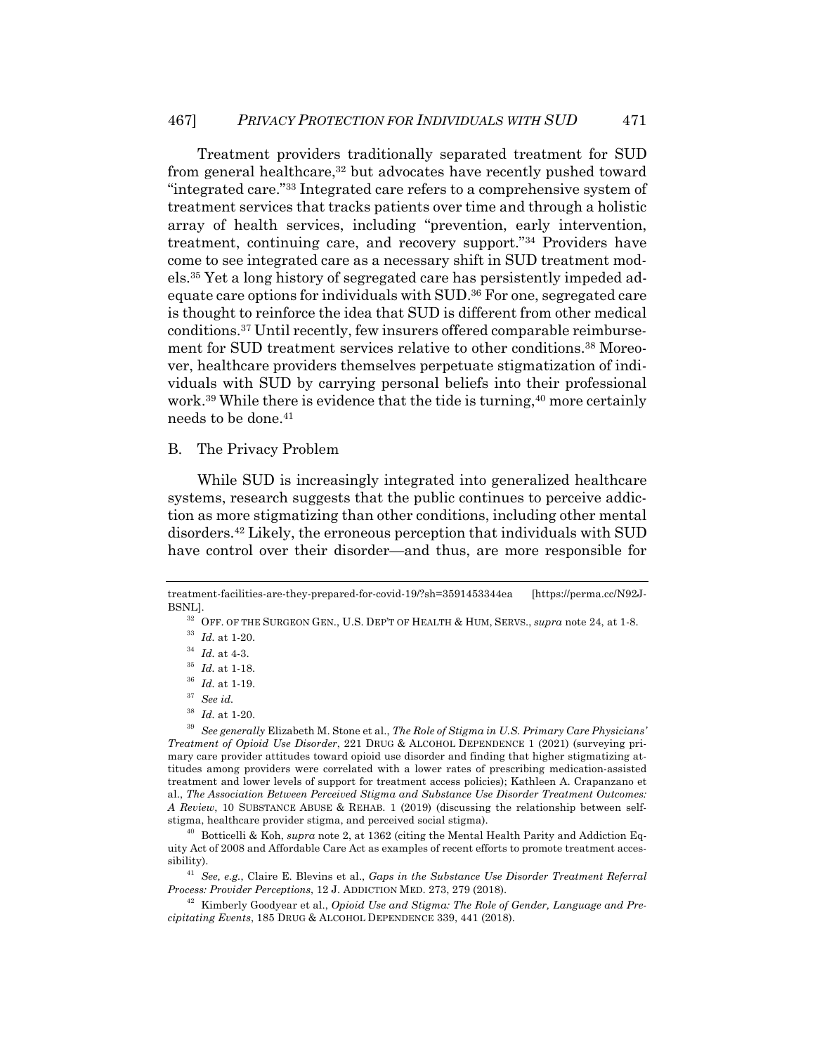Treatment providers traditionally separated treatment for SUD from general healthcare,[32] but advocates have recently pushed toward "integrated care."[33] Integrated care refers to a comprehensive system of treatment services that tracks patients over time and through a holistic array of health services, including "prevention, early intervention, treatment, continuing care, and recovery support."[34] Providers have come to see integrated care as a necessary shift in SUD treatment models.[35] Yet a long history of segregated care has persistently impeded adequate care options for individuals with SUD.[36] For one, segregated care is thought to reinforce the idea that SUD is different from other medical conditions.[37] Until recently, few insurers offered comparable reimbursement for SUD treatment services relative to other conditions.[38] Moreover, healthcare providers themselves perpetuate stigmatization of individuals with SUD by carrying personal beliefs into their professional work.[39] While there is evidence that the tide is turning,[40] more certainly needs to be done.[41]

## B. The Privacy Problem

While SUD is increasingly integrated into generalized healthcare systems, research suggests that the public continues to perceive addiction as more stigmatizing than other conditions, including other mental disorders.[42] Likely, the erroneous perception that individuals with SUD have control over their disorder—and thus, are more responsible for

---

treatment-facilities-are-they-prepared-for-covid-19/?sh=3591453344ea [https://perma.cc/N92J-BSNL].

[32] OFF. OF THE SURGEON GEN., U.S. DEP'T OF HEALTH & HUM, SERVS., *supra* note 24, at 1-8.

[33] *Id.* at 1-20.

[34] *Id.* at 4-3.

[35] *Id.* at 1-18.

[36] *Id.* at 1-19.

[37] *See id.*

[38] *Id.* at 1-20.

[39] *See generally* Elizabeth M. Stone et al., *The Role of Stigma in U.S. Primary Care Physicians' Treatment of Opioid Use Disorder*, 221 DRUG & ALCOHOL DEPENDENCE 1 (2021) (surveying primary care provider attitudes toward opioid use disorder and finding that higher stigmatizing attitudes among providers were correlated with a lower rates of prescribing medication-assisted treatment and lower levels of support for treatment access policies); Kathleen A. Crapanzano et al., *The Association Between Perceived Stigma and Substance Use Disorder Treatment Outcomes: A Review*, 10 SUBSTANCE ABUSE & REHAB. 1 (2019) (discussing the relationship between self-stigma, healthcare provider stigma, and perceived social stigma).

[40] Botticelli & Koh, *supra* note 2, at 1362 (citing the Mental Health Parity and Addiction Equity Act of 2008 and Affordable Care Act as examples of recent efforts to promote treatment accessibility).

[41] *See, e.g.*, Claire E. Blevins et al., *Gaps in the Substance Use Disorder Treatment Referral Process: Provider Perceptions*, 12 J. ADDICTION MED. 273, 279 (2018).

[42] Kimberly Goodyear et al., *Opioid Use and Stigma: The Role of Gender, Language and Precipitating Events*, 185 DRUG & ALCOHOL DEPENDENCE 339, 441 (2018).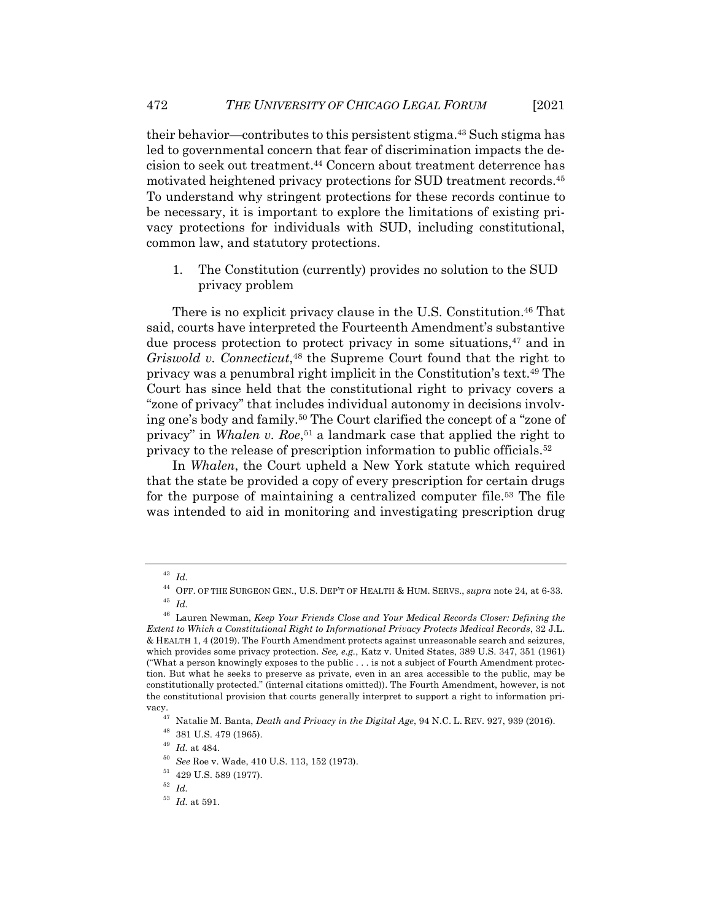their behavior—contributes to this persistent stigma.[43] Such stigma has led to governmental concern that fear of discrimination impacts the decision to seek out treatment.[44] Concern about treatment deterrence has motivated heightened privacy protections for SUD treatment records.[45] To understand why stringent protections for these records continue to be necessary, it is important to explore the limitations of existing privacy protections for individuals with SUD, including constitutional, common law, and statutory protections.

1. The Constitution (currently) provides no solution to the SUD privacy problem

There is no explicit privacy clause in the U.S. Constitution.[46] That said, courts have interpreted the Fourteenth Amendment's substantive due process protection to protect privacy in some situations,[47] and in *Griswold v. Connecticut*,[48] the Supreme Court found that the right to privacy was a penumbral right implicit in the Constitution's text.[49] The Court has since held that the constitutional right to privacy covers a "zone of privacy" that includes individual autonomy in decisions involving one's body and family.[50] The Court clarified the concept of a "zone of privacy" in *Whalen v. Roe*,[51] a landmark case that applied the right to privacy to the release of prescription information to public officials.[52]

In *Whalen*, the Court upheld a New York statute which required that the state be provided a copy of every prescription for certain drugs for the purpose of maintaining a centralized computer file.[53] The file was intended to aid in monitoring and investigating prescription drug

---

[43] *Id.*

[44] OFF. OF THE SURGEON GEN., U.S. DEP'T OF HEALTH & HUM. SERVS., *supra* note 24, at 6-33.

[45] *Id.*

[46] Lauren Newman, *Keep Your Friends Close and Your Medical Records Closer: Defining the Extent to Which a Constitutional Right to Informational Privacy Protects Medical Records*, 32 J.L. & HEALTH 1, 4 (2019). The Fourth Amendment protects against unreasonable search and seizures, which provides some privacy protection. *See, e.g.*, Katz v. United States, 389 U.S. 347, 351 (1961) ("What a person knowingly exposes to the public . . . is not a subject of Fourth Amendment protection. But what he seeks to preserve as private, even in an area accessible to the public, may be constitutionally protected." (internal citations omitted)). The Fourth Amendment, however, is not the constitutional provision that courts generally interpret to support a right to information privacy.

[47] Natalie M. Banta, *Death and Privacy in the Digital Age*, 94 N.C. L. REV. 927, 939 (2016).

[48] 381 U.S. 479 (1965).

[49] *Id.* at 484.

[50] *See* Roe v. Wade, 410 U.S. 113, 152 (1973).

[51] 429 U.S. 589 (1977).

[52] *Id.*

[53] *Id.* at 591.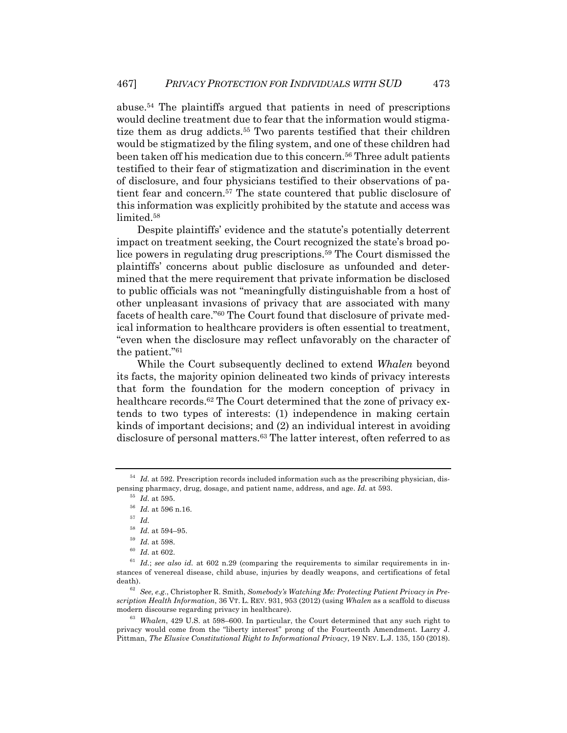abuse.[54] The plaintiffs argued that patients in need of prescriptions would decline treatment due to fear that the information would stigmatize them as drug addicts.[55] Two parents testified that their children would be stigmatized by the filing system, and one of these children had been taken off his medication due to this concern.[56] Three adult patients testified to their fear of stigmatization and discrimination in the event of disclosure, and four physicians testified to their observations of patient fear and concern.[57] The state countered that public disclosure of this information was explicitly prohibited by the statute and access was limited.[58]

Despite plaintiffs' evidence and the statute's potentially deterrent impact on treatment seeking, the Court recognized the state's broad police powers in regulating drug prescriptions.[59] The Court dismissed the plaintiffs' concerns about public disclosure as unfounded and determined that the mere requirement that private information be disclosed to public officials was not "meaningfully distinguishable from a host of other unpleasant invasions of privacy that are associated with many facets of health care."[60] The Court found that disclosure of private medical information to healthcare providers is often essential to treatment, "even when the disclosure may reflect unfavorably on the character of the patient."[61]

While the Court subsequently declined to extend *Whalen* beyond its facts, the majority opinion delineated two kinds of privacy interests that form the foundation for the modern conception of privacy in healthcare records.[62] The Court determined that the zone of privacy extends to two types of interests: (1) independence in making certain kinds of important decisions; and (2) an individual interest in avoiding disclosure of personal matters.[63] The latter interest, often referred to as

---

[54] *Id.* at 592. Prescription records included information such as the prescribing physician, dispensing pharmacy, drug, dosage, and patient name, address, and age. *Id.* at 593.

[55] *Id.* at 595.

[56] *Id.* at 596 n.16.

[57] *Id.*

[58] *Id.* at 594–95.

[59] *Id.* at 598.

[60] *Id.* at 602.

[61] *Id.*; *see also id.* at 602 n.29 (comparing the requirements to similar requirements in instances of venereal disease, child abuse, injuries by deadly weapons, and certifications of fetal death).

[62] *See, e.g.*, Christopher R. Smith, *Somebody's Watching Me: Protecting Patient Privacy in Prescription Health Information*, 36 VT. L. REV. 931, 953 (2012) (using *Whalen* as a scaffold to discuss modern discourse regarding privacy in healthcare).

[63] *Whalen*, 429 U.S. at 598–600. In particular, the Court determined that any such right to privacy would come from the "liberty interest" prong of the Fourteenth Amendment. Larry J. Pittman, *The Elusive Constitutional Right to Informational Privacy*, 19 NEV. L.J. 135, 150 (2018).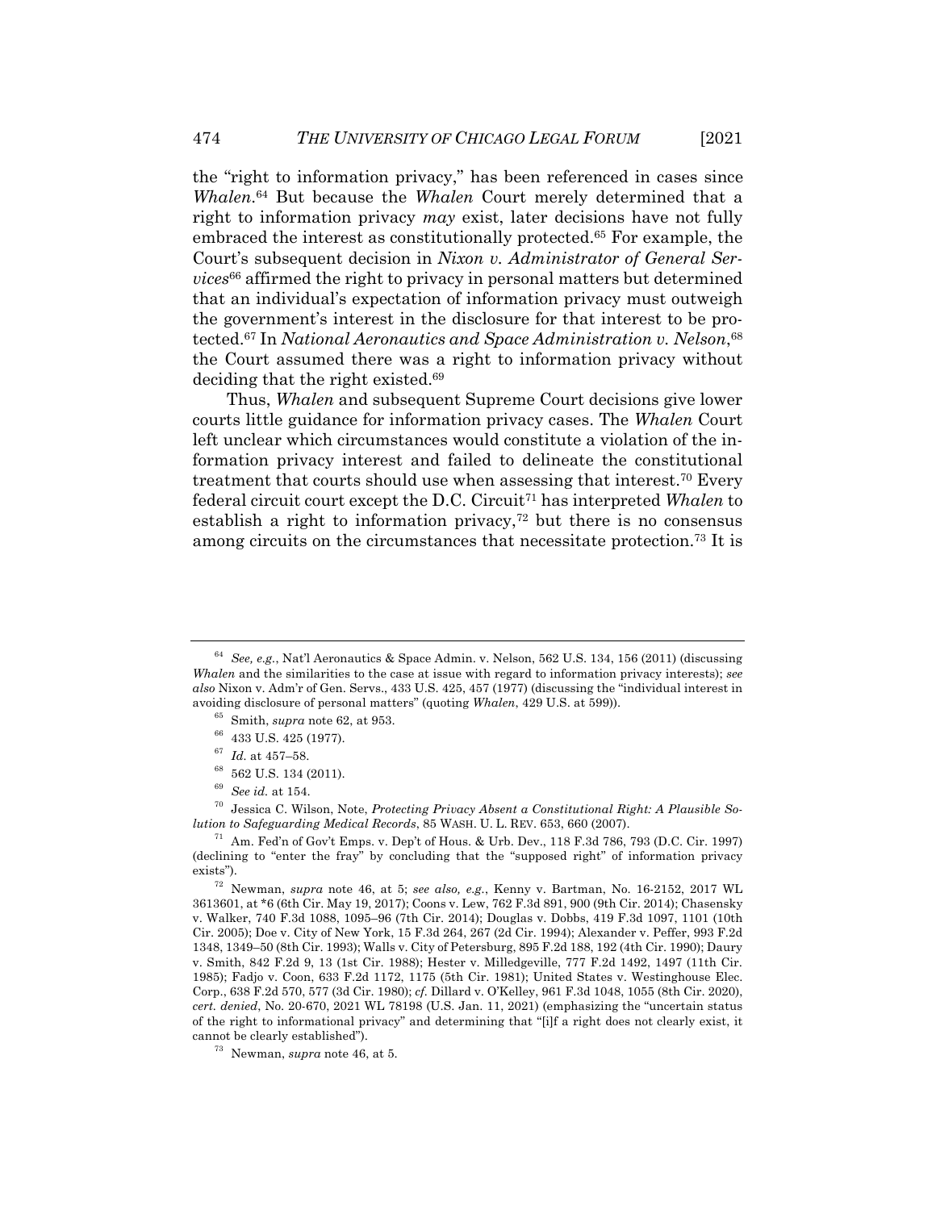the "right to information privacy," has been referenced in cases since *Whalen*.[64] But because the *Whalen* Court merely determined that a right to information privacy *may* exist, later decisions have not fully embraced the interest as constitutionally protected.[65] For example, the Court's subsequent decision in *Nixon v. Administrator of General Services*[66] affirmed the right to privacy in personal matters but determined that an individual's expectation of information privacy must outweigh the government's interest in the disclosure for that interest to be protected.[67] In *National Aeronautics and Space Administration v. Nelson*,[68] the Court assumed there was a right to information privacy without deciding that the right existed.[69]

Thus, *Whalen* and subsequent Supreme Court decisions give lower courts little guidance for information privacy cases. The *Whalen* Court left unclear which circumstances would constitute a violation of the information privacy interest and failed to delineate the constitutional treatment that courts should use when assessing that interest.[70] Every federal circuit court except the D.C. Circuit[71] has interpreted *Whalen* to establish a right to information privacy,[72] but there is no consensus among circuits on the circumstances that necessitate protection.[73] It is

---

[64] *See, e.g.*, Nat'l Aeronautics & Space Admin. v. Nelson, 562 U.S. 134, 156 (2011) (discussing *Whalen* and the similarities to the case at issue with regard to information privacy interests); *see also* Nixon v. Adm'r of Gen. Servs., 433 U.S. 425, 457 (1977) (discussing the "individual interest in avoiding disclosure of personal matters" (quoting *Whalen*, 429 U.S. at 599)).

[65] Smith, *supra* note 62, at 953.

[66] 433 U.S. 425 (1977).

[67] *Id.* at 457–58.

[68] 562 U.S. 134 (2011).

[69] *See id.* at 154.

[70] Jessica C. Wilson, Note, *Protecting Privacy Absent a Constitutional Right: A Plausible Solution to Safeguarding Medical Records*, 85 WASH. U. L. REV. 653, 660 (2007).

[71] Am. Fed'n of Gov't Emps. v. Dep't of Hous. & Urb. Dev., 118 F.3d 786, 793 (D.C. Cir. 1997) (declining to "enter the fray" by concluding that the "supposed right" of information privacy exists").

[72] Newman, *supra* note 46, at 5; *see also, e.g.*, Kenny v. Bartman, No. 16-2152, 2017 WL 3613601, at *6 (6th Cir. May 19, 2017); Coons v. Lew, 762 F.3d 891, 900 (9th Cir. 2014); Chasensky v. Walker, 740 F.3d 1088, 1095–96 (7th Cir. 2014); Douglas v. Dobbs, 419 F.3d 1097, 1101 (10th Cir. 2005); Doe v. City of New York, 15 F.3d 264, 267 (2d Cir. 1994); Alexander v. Peffer, 993 F.2d 1348, 1349–50 (8th Cir. 1993); Walls v. City of Petersburg, 895 F.2d 188, 192 (4th Cir. 1990); Daury v. Smith, 842 F.2d 9, 13 (1st Cir. 1988); Hester v. Milledgeville, 777 F.2d 1492, 1497 (11th Cir. 1985); Fadjo v. Coon, 633 F.2d 1172, 1175 (5th Cir. 1981); United States v. Westinghouse Elec. Corp., 638 F.2d 570, 577 (3d Cir. 1980); *cf.* Dillard v. O'Kelley, 961 F.3d 1048, 1055 (8th Cir. 2020), *cert. denied*, No. 20-670, 2021 WL 78198 (U.S. Jan. 11, 2021) (emphasizing the "uncertain status of the right to informational privacy" and determining that "[i]f a right does not clearly exist, it cannot be clearly established").

[73] Newman, *supra* note 46, at 5.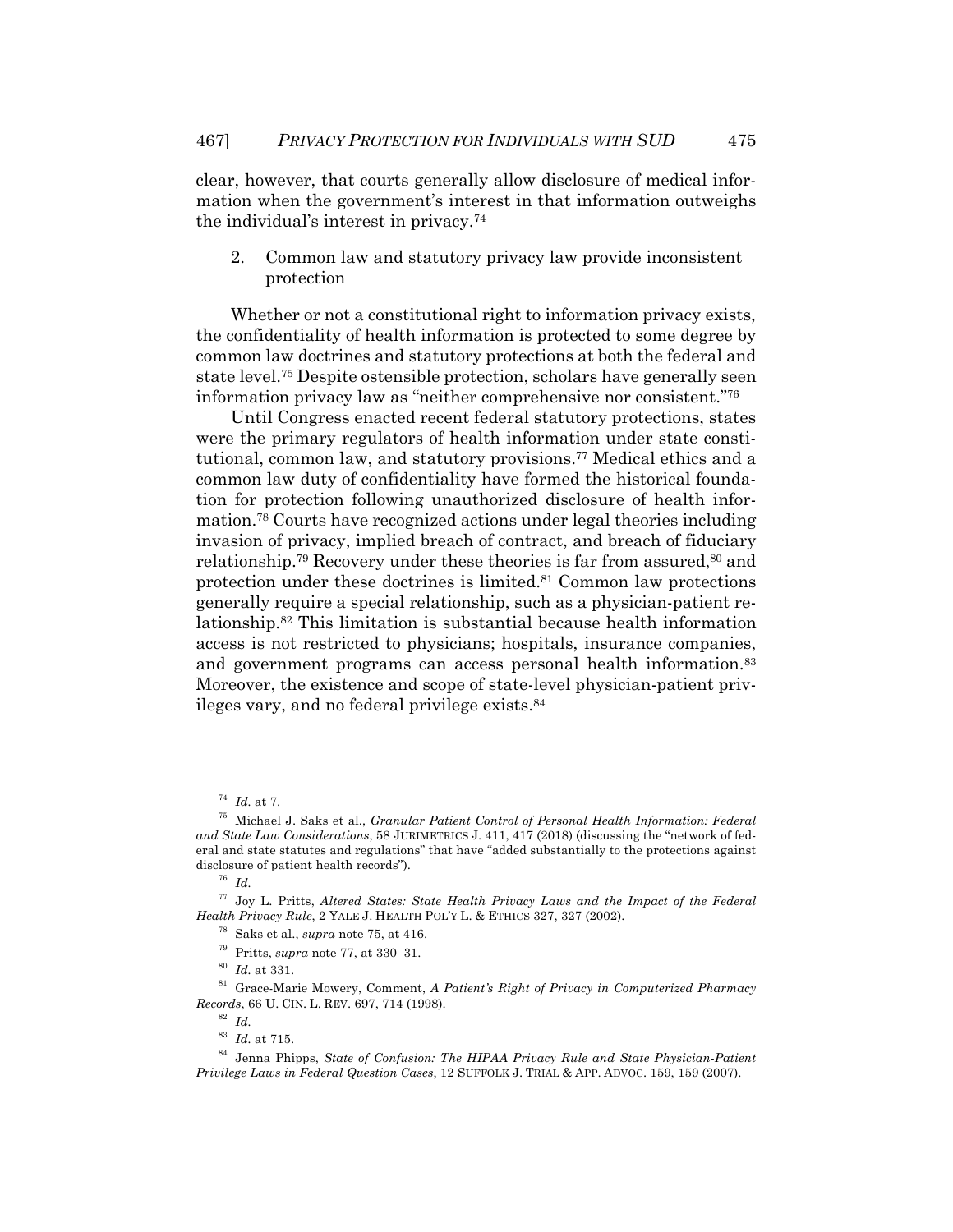clear, however, that courts generally allow disclosure of medical information when the government's interest in that information outweighs the individual's interest in privacy.[74]

### 2. Common law and statutory privacy law provide inconsistent protection

Whether or not a constitutional right to information privacy exists, the confidentiality of health information is protected to some degree by common law doctrines and statutory protections at both the federal and state level.[75] Despite ostensible protection, scholars have generally seen information privacy law as "neither comprehensive nor consistent."[76]

Until Congress enacted recent federal statutory protections, states were the primary regulators of health information under state constitutional, common law, and statutory provisions.[77] Medical ethics and a common law duty of confidentiality have formed the historical foundation for protection following unauthorized disclosure of health information.[78] Courts have recognized actions under legal theories including invasion of privacy, implied breach of contract, and breach of fiduciary relationship.[79] Recovery under these theories is far from assured,[80] and protection under these doctrines is limited.[81] Common law protections generally require a special relationship, such as a physician-patient relationship.[82] This limitation is substantial because health information access is not restricted to physicians; hospitals, insurance companies, and government programs can access personal health information.[83] Moreover, the existence and scope of state-level physician-patient privileges vary, and no federal privilege exists.[84]

---

[74] *Id.* at 7.

[75] Michael J. Saks et al., *Granular Patient Control of Personal Health Information: Federal and State Law Considerations*, 58 JURIMETRICS J. 411, 417 (2018) (discussing the "network of federal and state statutes and regulations" that have "added substantially to the protections against disclosure of patient health records").

[76] *Id.*

[77] Joy L. Pritts, *Altered States: State Health Privacy Laws and the Impact of the Federal Health Privacy Rule*, 2 YALE J. HEALTH POL'Y L. & ETHICS 327, 327 (2002).

[78] Saks et al., *supra* note 75, at 416.

[79] Pritts, *supra* note 77, at 330–31.

[80] *Id.* at 331.

[81] Grace-Marie Mowery, Comment, *A Patient's Right of Privacy in Computerized Pharmacy Records*, 66 U. CIN. L. REV. 697, 714 (1998).

[82] *Id.*

[83] *Id.* at 715.

[84] Jenna Phipps, *State of Confusion: The HIPAA Privacy Rule and State Physician-Patient Privilege Laws in Federal Question Cases*, 12 SUFFOLK J. TRIAL & APP. ADVOC. 159, 159 (2007).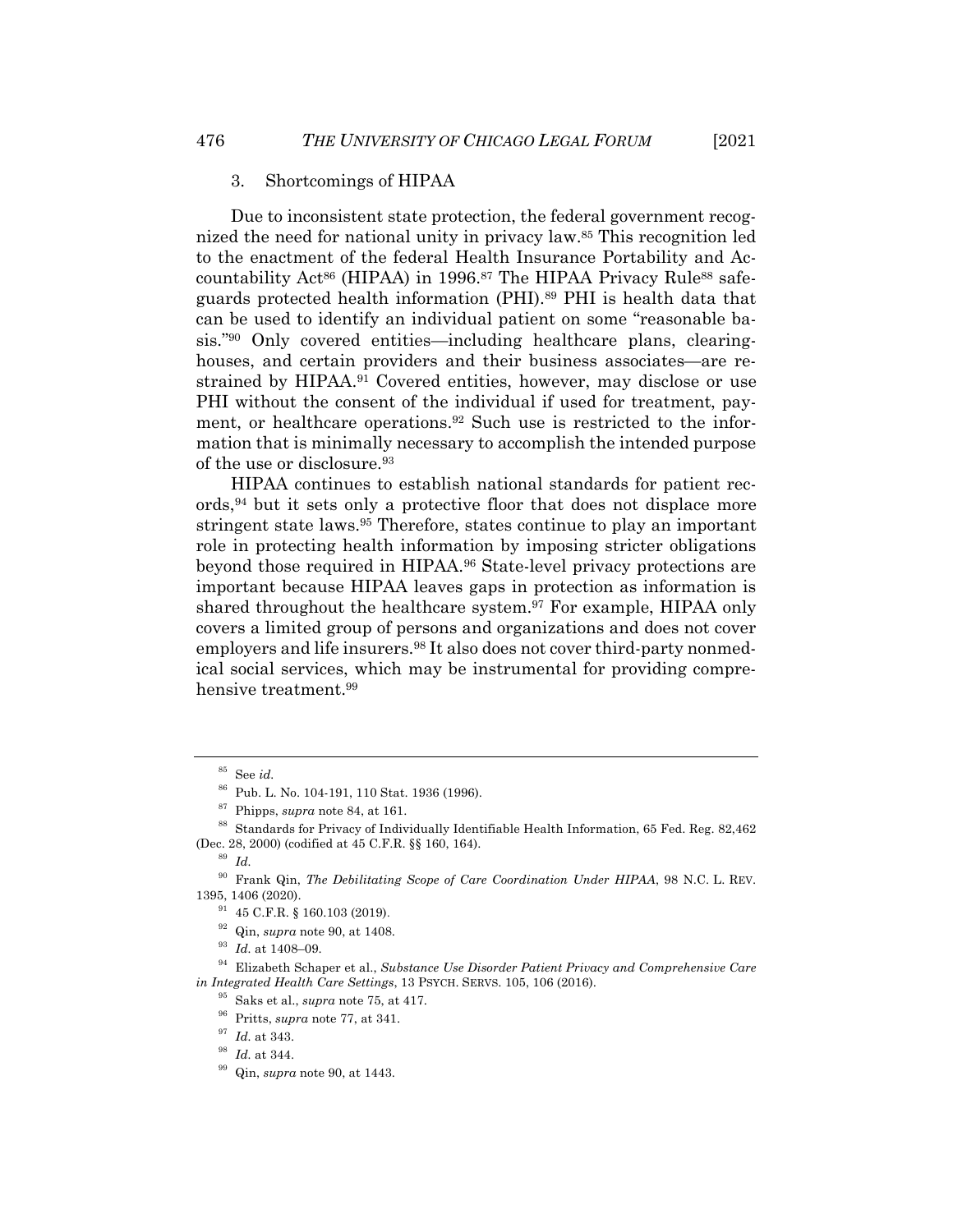### 3. Shortcomings of HIPAA

Due to inconsistent state protection, the federal government recognized the need for national unity in privacy law.[85] This recognition led to the enactment of the federal Health Insurance Portability and Accountability Act[86] (HIPAA) in 1996.[87] The HIPAA Privacy Rule[88] safeguards protected health information (PHI).[89] PHI is health data that can be used to identify an individual patient on some "reasonable basis."[90] Only covered entities—including healthcare plans, clearinghouses, and certain providers and their business associates—are restrained by HIPAA.[91] Covered entities, however, may disclose or use PHI without the consent of the individual if used for treatment, payment, or healthcare operations.[92] Such use is restricted to the information that is minimally necessary to accomplish the intended purpose of the use or disclosure.[93]

HIPAA continues to establish national standards for patient records,[94] but it sets only a protective floor that does not displace more stringent state laws.[95] Therefore, states continue to play an important role in protecting health information by imposing stricter obligations beyond those required in HIPAA.[96] State-level privacy protections are important because HIPAA leaves gaps in protection as information is shared throughout the healthcare system.[97] For example, HIPAA only covers a limited group of persons and organizations and does not cover employers and life insurers.[98] It also does not cover third-party nonmedical social services, which may be instrumental for providing comprehensive treatment.[99]

---

[85] See *id.*

[86] Pub. L. No. 104-191, 110 Stat. 1936 (1996).

[87] Phipps, *supra* note 84, at 161.

[88] Standards for Privacy of Individually Identifiable Health Information, 65 Fed. Reg. 82,462 (Dec. 28, 2000) (codified at 45 C.F.R. §§ 160, 164).

[89] *Id.*

[90] Frank Qin, *The Debilitating Scope of Care Coordination Under HIPAA*, 98 N.C. L. REV. 1395, 1406 (2020).

[91] 45 C.F.R. § 160.103 (2019).

[92] Qin, *supra* note 90, at 1408.

[93] *Id.* at 1408–09.

[94] Elizabeth Schaper et al., *Substance Use Disorder Patient Privacy and Comprehensive Care in Integrated Health Care Settings*, 13 PSYCH. SERVS. 105, 106 (2016).

[95] Saks et al., *supra* note 75, at 417.

[96] Pritts, *supra* note 77, at 341.

[97] *Id.* at 343.

[98] *Id.* at 344.

[99] Qin, *supra* note 90, at 1443.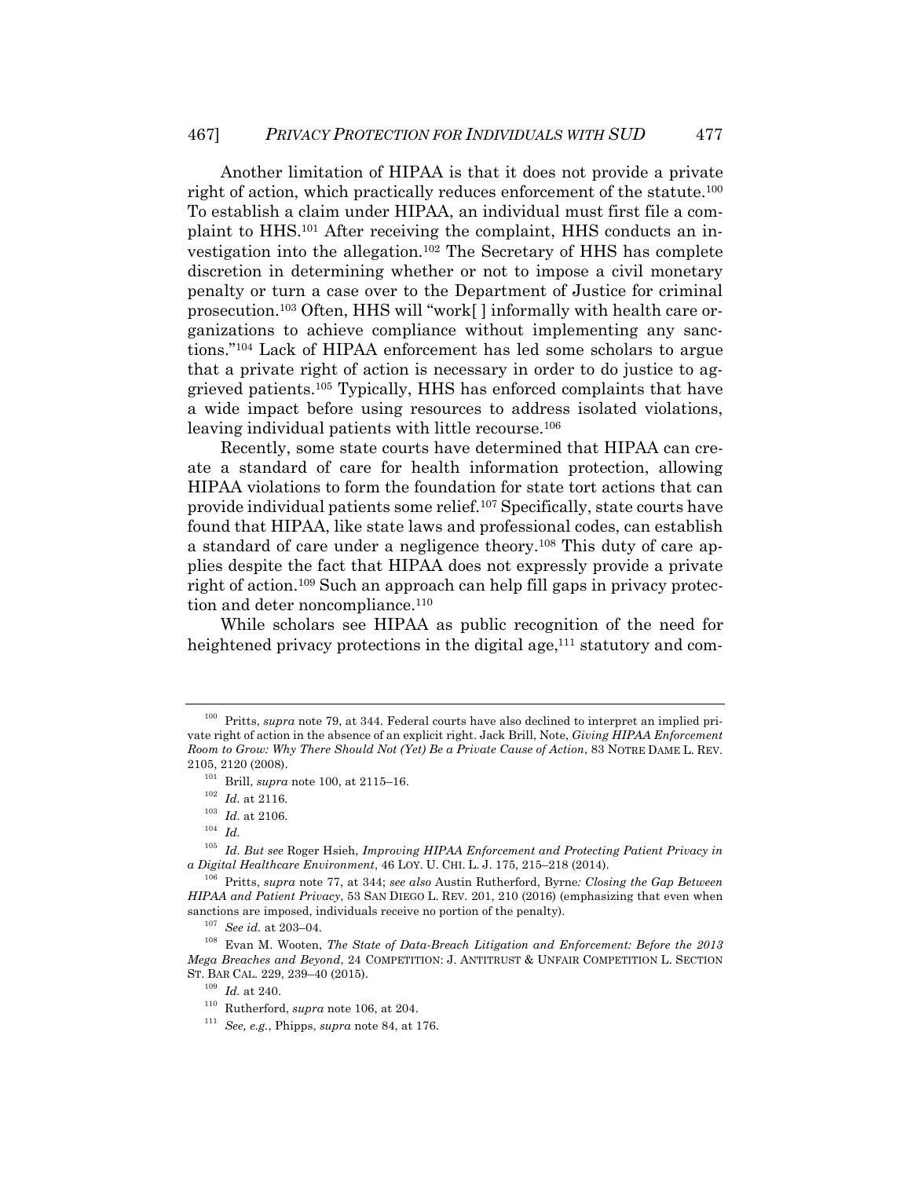Another limitation of HIPAA is that it does not provide a private right of action, which practically reduces enforcement of the statute.[100] To establish a claim under HIPAA, an individual must first file a complaint to HHS.[101] After receiving the complaint, HHS conducts an investigation into the allegation.[102] The Secretary of HHS has complete discretion in determining whether or not to impose a civil monetary penalty or turn a case over to the Department of Justice for criminal prosecution.[103] Often, HHS will "work[ ] informally with health care organizations to achieve compliance without implementing any sanctions."[104] Lack of HIPAA enforcement has led some scholars to argue that a private right of action is necessary in order to do justice to aggrieved patients.[105] Typically, HHS has enforced complaints that have a wide impact before using resources to address isolated violations, leaving individual patients with little recourse.[106]

Recently, some state courts have determined that HIPAA can create a standard of care for health information protection, allowing HIPAA violations to form the foundation for state tort actions that can provide individual patients some relief.[107] Specifically, state courts have found that HIPAA, like state laws and professional codes, can establish a standard of care under a negligence theory.[108] This duty of care applies despite the fact that HIPAA does not expressly provide a private right of action.[109] Such an approach can help fill gaps in privacy protection and deter noncompliance.[110]

While scholars see HIPAA as public recognition of the need for heightened privacy protections in the digital age,[111] statutory and com-

---

[100] Pritts, *supra* note 79, at 344. Federal courts have also declined to interpret an implied private right of action in the absence of an explicit right. Jack Brill, Note, *Giving HIPAA Enforcement Room to Grow: Why There Should Not (Yet) Be a Private Cause of Action*, 83 NOTRE DAME L. REV. 2105, 2120 (2008).

[101] Brill, *supra* note 100, at 2115–16.

[102] *Id.* at 2116.

[103] *Id.* at 2106.

[104] *Id.*

[105] *Id. But see* Roger Hsieh, *Improving HIPAA Enforcement and Protecting Patient Privacy in a Digital Healthcare Environment*, 46 LOY. U. CHI. L. J. 175, 215–218 (2014).

[106] Pritts, *supra* note 77, at 344; *see also* Austin Rutherford, Byrne*: Closing the Gap Between HIPAA and Patient Privacy*, 53 SAN DIEGO L. REV. 201, 210 (2016) (emphasizing that even when sanctions are imposed, individuals receive no portion of the penalty).

[107] *See id.* at 203–04.

[108] Evan M. Wooten, *The State of Data-Breach Litigation and Enforcement: Before the 2013 Mega Breaches and Beyond*, 24 COMPETITION: J. ANTITRUST & UNFAIR COMPETITION L. SECTION ST. BAR CAL. 229, 239–40 (2015).

[109] *Id.* at 240.

[110] Rutherford, *supra* note 106, at 204.

[111] *See, e.g.*, Phipps, *supra* note 84, at 176.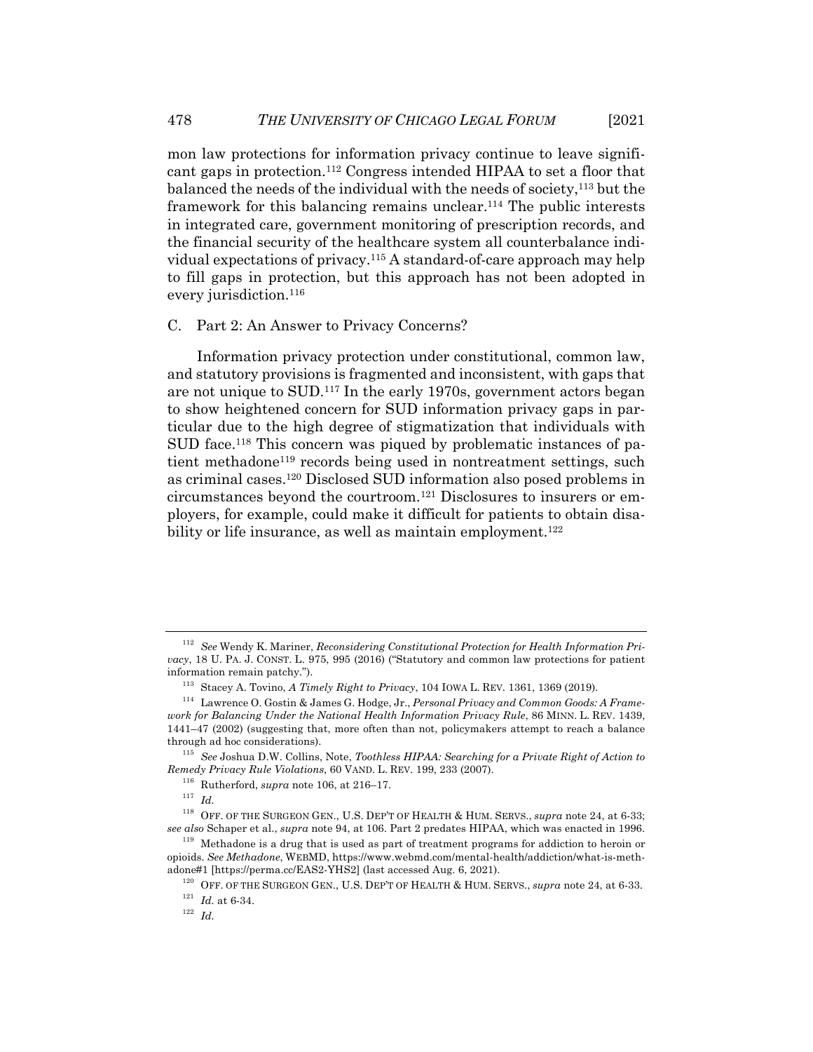mon law protections for information privacy continue to leave significant gaps in protection.[112] Congress intended HIPAA to set a floor that balanced the needs of the individual with the needs of society,[113] but the framework for this balancing remains unclear.[114] The public interests in integrated care, government monitoring of prescription records, and the financial security of the healthcare system all counterbalance individual expectations of privacy.[115] A standard-of-care approach may help to fill gaps in protection, but this approach has not been adopted in every jurisdiction.[116]

### C. Part 2: An Answer to Privacy Concerns?

Information privacy protection under constitutional, common law, and statutory provisions is fragmented and inconsistent, with gaps that are not unique to SUD.[117] In the early 1970s, government actors began to show heightened concern for SUD information privacy gaps in particular due to the high degree of stigmatization that individuals with SUD face.[118] This concern was piqued by problematic instances of patient methadone[119] records being used in nontreatment settings, such as criminal cases.[120] Disclosed SUD information also posed problems in circumstances beyond the courtroom.[121] Disclosures to insurers or employers, for example, could make it difficult for patients to obtain disability or life insurance, as well as maintain employment.[122]

---

[112] *See* Wendy K. Mariner, *Reconsidering Constitutional Protection for Health Information Privacy*, 18 U. PA. J. CONST. L. 975, 995 (2016) ("Statutory and common law protections for patient information remain patchy.").

[113] Stacey A. Tovino, *A Timely Right to Privacy*, 104 IOWA L. REV. 1361, 1369 (2019).

[114] Lawrence O. Gostin & James G. Hodge, Jr., *Personal Privacy and Common Goods: A Framework for Balancing Under the National Health Information Privacy Rule*, 86 MINN. L. REV. 1439, 1441–47 (2002) (suggesting that, more often than not, policymakers attempt to reach a balance through ad hoc considerations).

[115] *See* Joshua D.W. Collins, Note, *Toothless HIPAA: Searching for a Private Right of Action to Remedy Privacy Rule Violations*, 60 VAND. L. REV. 199, 233 (2007).

[116] Rutherford, *supra* note 106, at 216–17.

[117] *Id.*

[118] OFF. OF THE SURGEON GEN., U.S. DEP'T OF HEALTH & HUM. SERVS., *supra* note 24, at 6-33; *see also* Schaper et al., *supra* note 94, at 106. Part 2 predates HIPAA, which was enacted in 1996.

[119] Methadone is a drug that is used as part of treatment programs for addiction to heroin or opioids. *See Methadone*, WEBMD, https://www.webmd.com/mental-health/addiction/what-is-methadone#1 [https://perma.cc/EAS2-YHS2] (last accessed Aug. 6, 2021).

[120] OFF. OF THE SURGEON GEN., U.S. DEP'T OF HEALTH & HUM. SERVS., *supra* note 24, at 6-33.

[121] *Id.* at 6-34.

[122] *Id.*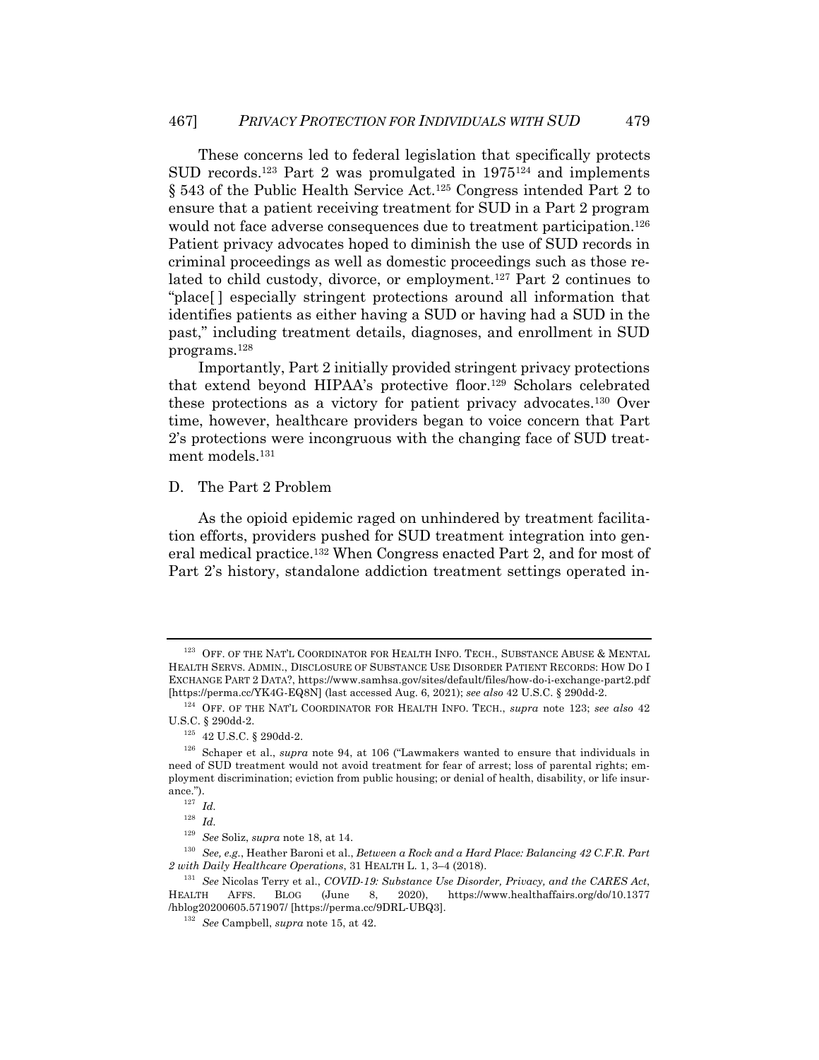These concerns led to federal legislation that specifically protects SUD records.[123] Part 2 was promulgated in 1975[124] and implements § 543 of the Public Health Service Act.[125] Congress intended Part 2 to ensure that a patient receiving treatment for SUD in a Part 2 program would not face adverse consequences due to treatment participation.[126] Patient privacy advocates hoped to diminish the use of SUD records in criminal proceedings as well as domestic proceedings such as those related to child custody, divorce, or employment.[127] Part 2 continues to "place[ ] especially stringent protections around all information that identifies patients as either having a SUD or having had a SUD in the past," including treatment details, diagnoses, and enrollment in SUD programs.[128]

Importantly, Part 2 initially provided stringent privacy protections that extend beyond HIPAA's protective floor.[129] Scholars celebrated these protections as a victory for patient privacy advocates.[130] Over time, however, healthcare providers began to voice concern that Part 2's protections were incongruous with the changing face of SUD treatment models.[131]

### D. The Part 2 Problem

As the opioid epidemic raged on unhindered by treatment facilitation efforts, providers pushed for SUD treatment integration into general medical practice.[132] When Congress enacted Part 2, and for most of Part 2's history, standalone addiction treatment settings operated in-

---

[123] OFF. OF THE NAT'L COORDINATOR FOR HEALTH INFO. TECH., SUBSTANCE ABUSE & MENTAL HEALTH SERVS. ADMIN., DISCLOSURE OF SUBSTANCE USE DISORDER PATIENT RECORDS: HOW DO I EXCHANGE PART 2 DATA?, https://www.samhsa.gov/sites/default/files/how-do-i-exchange-part2.pdf [https://perma.cc/YK4G-EQ8N] (last accessed Aug. 6, 2021); *see also* 42 U.S.C. § 290dd-2.

[124] OFF. OF THE NAT'L COORDINATOR FOR HEALTH INFO. TECH., *supra* note 123; *see also* 42 U.S.C. § 290dd-2.

[125] 42 U.S.C. § 290dd-2.

[126] Schaper et al., *supra* note 94, at 106 ("Lawmakers wanted to ensure that individuals in need of SUD treatment would not avoid treatment for fear of arrest; loss of parental rights; employment discrimination; eviction from public housing; or denial of health, disability, or life insurance.").

[127] *Id.*

[128] *Id.*

[129] *See* Soliz, *supra* note 18, at 14.

[130] *See, e.g.*, Heather Baroni et al., *Between a Rock and a Hard Place: Balancing 42 C.F.R. Part 2 with Daily Healthcare Operations*, 31 HEALTH L. 1, 3–4 (2018).

[131] *See* Nicolas Terry et al., *COVID-19: Substance Use Disorder, Privacy, and the CARES Act*, HEALTH AFFS. BLOG (June 8, 2020), https://www.healthaffairs.org/do/10.1377/hblog20200605.571907/ [https://perma.cc/9DRL-UBQ3].

[132] *See* Campbell, *supra* note 15, at 42.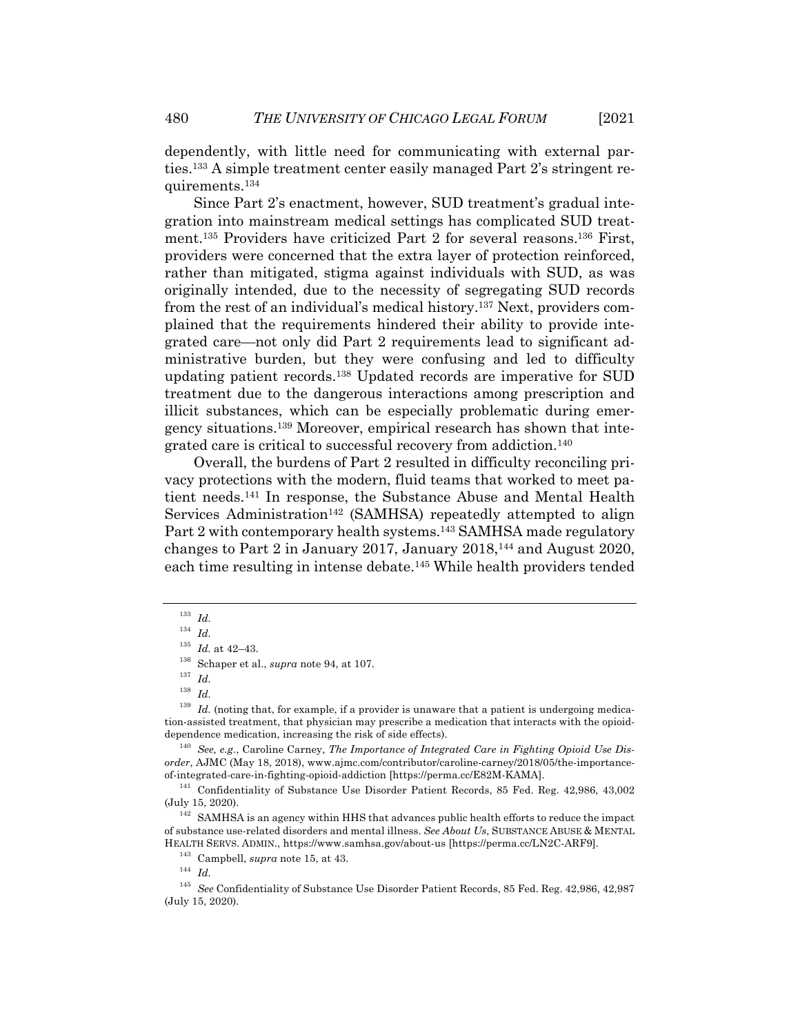dependently, with little need for communicating with external parties.[133] A simple treatment center easily managed Part 2's stringent requirements.[134]

Since Part 2's enactment, however, SUD treatment's gradual integration into mainstream medical settings has complicated SUD treatment.[135] Providers have criticized Part 2 for several reasons.[136] First, providers were concerned that the extra layer of protection reinforced, rather than mitigated, stigma against individuals with SUD, as was originally intended, due to the necessity of segregating SUD records from the rest of an individual's medical history.[137] Next, providers complained that the requirements hindered their ability to provide integrated care—not only did Part 2 requirements lead to significant administrative burden, but they were confusing and led to difficulty updating patient records.[138] Updated records are imperative for SUD treatment due to the dangerous interactions among prescription and illicit substances, which can be especially problematic during emergency situations.[139] Moreover, empirical research has shown that integrated care is critical to successful recovery from addiction.[140]

Overall, the burdens of Part 2 resulted in difficulty reconciling privacy protections with the modern, fluid teams that worked to meet patient needs.[141] In response, the Substance Abuse and Mental Health Services Administration[142] (SAMHSA) repeatedly attempted to align Part 2 with contemporary health systems.[143] SAMHSA made regulatory changes to Part 2 in January 2017, January 2018,[144] and August 2020, each time resulting in intense debate.[145] While health providers tended

---

[133] *Id.*

[134] *Id.*

[135] *Id.* at 42–43.

[136] Schaper et al., *supra* note 94, at 107.

[137] *Id.*

[138] *Id.*

[139] *Id.* (noting that, for example, if a provider is unaware that a patient is undergoing medication-assisted treatment, that physician may prescribe a medication that interacts with the opioid-dependence medication, increasing the risk of side effects).

[140] *See, e.g.*, Caroline Carney, *The Importance of Integrated Care in Fighting Opioid Use Disorder*, AJMC (May 18, 2018), www.ajmc.com/contributor/caroline-carney/2018/05/the-importance-of-integrated-care-in-fighting-opioid-addiction [https://perma.cc/E82M-KAMA].

[141] Confidentiality of Substance Use Disorder Patient Records, 85 Fed. Reg. 42,986, 43,002 (July 15, 2020).

[142] SAMHSA is an agency within HHS that advances public health efforts to reduce the impact of substance use-related disorders and mental illness. *See About Us*, SUBSTANCE ABUSE & MENTAL HEALTH SERVS. ADMIN., https://www.samhsa.gov/about-us [https://perma.cc/LN2C-ARF9].

[143] Campbell, *supra* note 15, at 43.

[144] *Id.*

[145] *See* Confidentiality of Substance Use Disorder Patient Records, 85 Fed. Reg. 42,986, 42,987 (July 15, 2020).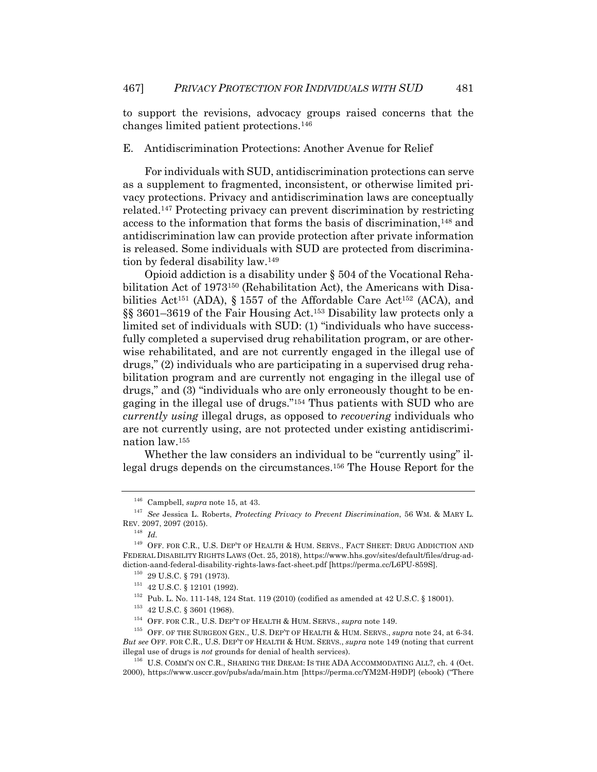to support the revisions, advocacy groups raised concerns that the changes limited patient protections.[146]

## E. Antidiscrimination Protections: Another Avenue for Relief

For individuals with SUD, antidiscrimination protections can serve as a supplement to fragmented, inconsistent, or otherwise limited privacy protections. Privacy and antidiscrimination laws are conceptually related.[147] Protecting privacy can prevent discrimination by restricting access to the information that forms the basis of discrimination,[148] and antidiscrimination law can provide protection after private information is released. Some individuals with SUD are protected from discrimination by federal disability law.[149]

Opioid addiction is a disability under § 504 of the Vocational Rehabilitation Act of 1973[150] (Rehabilitation Act), the Americans with Disabilities Act[151] (ADA), § 1557 of the Affordable Care Act[152] (ACA), and §§ 3601–3619 of the Fair Housing Act.[153] Disability law protects only a limited set of individuals with SUD: (1) "individuals who have successfully completed a supervised drug rehabilitation program, or are otherwise rehabilitated, and are not currently engaged in the illegal use of drugs," (2) individuals who are participating in a supervised drug rehabilitation program and are currently not engaging in the illegal use of drugs," and (3) "individuals who are only erroneously thought to be engaging in the illegal use of drugs."[154] Thus patients with SUD who are *currently using* illegal drugs, as opposed to *recovering* individuals who are not currently using, are not protected under existing antidiscrimination law.[155]

Whether the law considers an individual to be "currently using" illegal drugs depends on the circumstances.[156] The House Report for the

---

[146] Campbell, *supra* note 15, at 43.

[147] *See* Jessica L. Roberts, *Protecting Privacy to Prevent Discrimination*, 56 WM. & MARY L. REV. 2097, 2097 (2015).

[148] *Id.*

[149] OFF. FOR C.R., U.S. DEP'T OF HEALTH & HUM. SERVS., FACT SHEET: DRUG ADDICTION AND FEDERAL DISABILITY RIGHTS LAWS (Oct. 25, 2018), https://www.hhs.gov/sites/default/files/drug-addiction-aand-federal-disability-rights-laws-fact-sheet.pdf [https://perma.cc/L6PU-859S].

[150] 29 U.S.C. § 791 (1973).

[151] 42 U.S.C. § 12101 (1992).

[152] Pub. L. No. 111-148, 124 Stat. 119 (2010) (codified as amended at 42 U.S.C. § 18001).

[153] 42 U.S.C. § 3601 (1968).

[154] OFF. FOR C.R., U.S. DEP'T OF HEALTH & HUM. SERVS., *supra* note 149.

[155] OFF. OF THE SURGEON GEN., U.S. DEP'T OF HEALTH & HUM. SERVS., *supra* note 24, at 6-34. *But see* OFF. FOR C.R., U.S. DEP'T OF HEALTH & HUM. SERVS., *supra* note 149 (noting that current illegal use of drugs is *not* grounds for denial of health services).

[156] U.S. COMM'N ON C.R., SHARING THE DREAM: IS THE ADA ACCOMMODATING ALL?, ch. 4 (Oct. 2000), https://www.usccr.gov/pubs/ada/main.htm [https://perma.cc/YM2M-H9DP] (ebook) ("There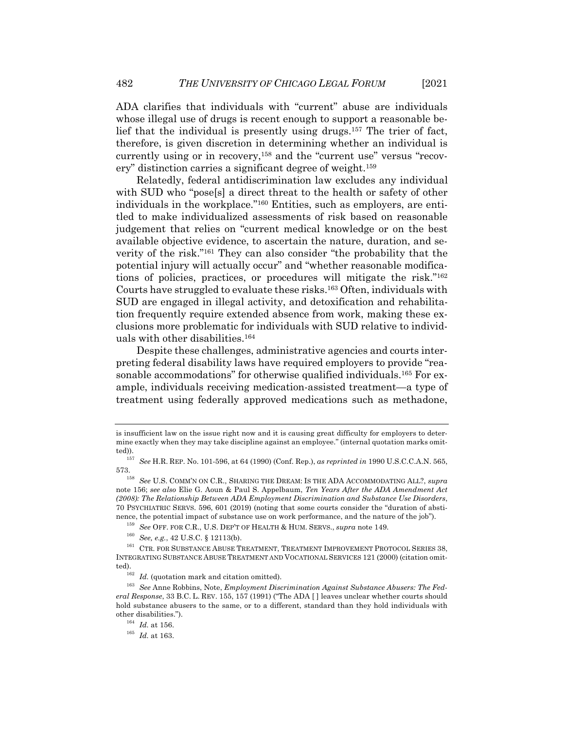ADA clarifies that individuals with "current" abuse are individuals whose illegal use of drugs is recent enough to support a reasonable belief that the individual is presently using drugs.[157] The trier of fact, therefore, is given discretion in determining whether an individual is currently using or in recovery,[158] and the "current use" versus "recovery" distinction carries a significant degree of weight.[159]

Relatedly, federal antidiscrimination law excludes any individual with SUD who "pose[s] a direct threat to the health or safety of other individuals in the workplace."[160] Entities, such as employers, are entitled to make individualized assessments of risk based on reasonable judgement that relies on "current medical knowledge or on the best available objective evidence, to ascertain the nature, duration, and severity of the risk."[161] They can also consider "the probability that the potential injury will actually occur" and "whether reasonable modifications of policies, practices, or procedures will mitigate the risk."[162] Courts have struggled to evaluate these risks.[163] Often, individuals with SUD are engaged in illegal activity, and detoxification and rehabilitation frequently require extended absence from work, making these exclusions more problematic for individuals with SUD relative to individuals with other disabilities.[164]

Despite these challenges, administrative agencies and courts interpreting federal disability laws have required employers to provide "reasonable accommodations" for otherwise qualified individuals.[165] For example, individuals receiving medication-assisted treatment—a type of treatment using federally approved medications such as methadone,

---

is insufficient law on the issue right now and it is causing great difficulty for employers to determine exactly when they may take discipline against an employee." (internal quotation marks omitted)).

[157] *See* H.R. REP. No. 101-596, at 64 (1990) (Conf. Rep.), *as reprinted in* 1990 U.S.C.C.A.N. 565, 573.

[158] *See* U.S. COMM'N ON C.R., SHARING THE DREAM: IS THE ADA ACCOMMODATING ALL?, *supra* note 156; *see also* Elie G. Aoun & Paul S. Appelbaum, *Ten Years After the ADA Amendment Act (2008): The Relationship Between ADA Employment Discrimination and Substance Use Disorders*, 70 PSYCHIATRIC SERVS. 596, 601 (2019) (noting that some courts consider the "duration of abstinence, the potential impact of substance use on work performance, and the nature of the job").

[159] *See* OFF. FOR C.R., U.S. DEP'T OF HEALTH & HUM. SERVS., *supra* note 149.

[160] *See, e.g.*, 42 U.S.C. § 12113(b).

[161] CTR. FOR SUBSTANCE ABUSE TREATMENT, TREATMENT IMPROVEMENT PROTOCOL SERIES 38, INTEGRATING SUBSTANCE ABUSE TREATMENT AND VOCATIONAL SERVICES 121 (2000) (citation omitted).

[162] *Id.* (quotation mark and citation omitted).

[163] *See* Anne Robbins, Note, *Employment Discrimination Against Substance Abusers: The Federal Response*, 33 B.C. L. REV. 155, 157 (1991) ("The ADA [ ] leaves unclear whether courts should hold substance abusers to the same, or to a different, standard than they hold individuals with other disabilities.").

[164] *Id.* at 156.

[165] *Id.* at 163.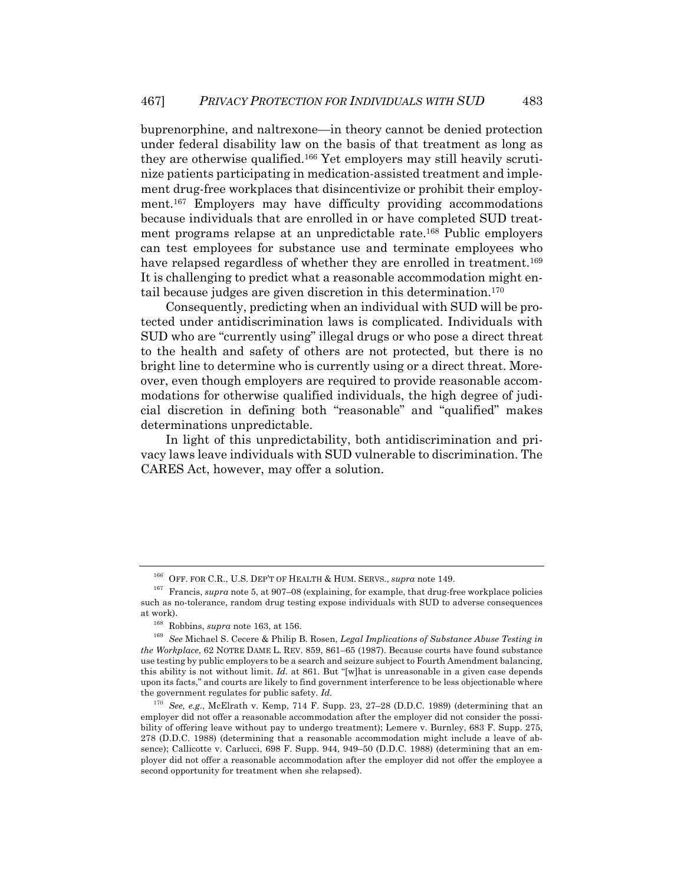buprenorphine, and naltrexone—in theory cannot be denied protection under federal disability law on the basis of that treatment as long as they are otherwise qualified.[166] Yet employers may still heavily scrutinize patients participating in medication-assisted treatment and implement drug-free workplaces that disincentivize or prohibit their employment.[167] Employers may have difficulty providing accommodations because individuals that are enrolled in or have completed SUD treatment programs relapse at an unpredictable rate.[168] Public employers can test employees for substance use and terminate employees who have relapsed regardless of whether they are enrolled in treatment.[169] It is challenging to predict what a reasonable accommodation might entail because judges are given discretion in this determination.[170]

Consequently, predicting when an individual with SUD will be protected under antidiscrimination laws is complicated. Individuals with SUD who are "currently using" illegal drugs or who pose a direct threat to the health and safety of others are not protected, but there is no bright line to determine who is currently using or a direct threat. Moreover, even though employers are required to provide reasonable accommodations for otherwise qualified individuals, the high degree of judicial discretion in defining both "reasonable" and "qualified" makes determinations unpredictable.

In light of this unpredictability, both antidiscrimination and privacy laws leave individuals with SUD vulnerable to discrimination. The CARES Act, however, may offer a solution.

---

[166] OFF. FOR C.R., U.S. DEP'T OF HEALTH & HUM. SERVS., *supra* note 149.

[167] Francis, *supra* note 5, at 907–08 (explaining, for example, that drug-free workplace policies such as no-tolerance, random drug testing expose individuals with SUD to adverse consequences at work).

[168] Robbins, *supra* note 163, at 156.

[169] *See* Michael S. Cecere & Philip B. Rosen, *Legal Implications of Substance Abuse Testing in the Workplace*, 62 NOTRE DAME L. REV. 859, 861–65 (1987). Because courts have found substance use testing by public employers to be a search and seizure subject to Fourth Amendment balancing, this ability is not without limit. *Id.* at 861. But "[w]hat is unreasonable in a given case depends upon its facts," and courts are likely to find government interference to be less objectionable where the government regulates for public safety. *Id.*

[170] *See, e.g.*, McElrath v. Kemp, 714 F. Supp. 23, 27–28 (D.D.C. 1989) (determining that an employer did not offer a reasonable accommodation after the employer did not consider the possibility of offering leave without pay to undergo treatment); Lemere v. Burnley, 683 F. Supp. 275, 278 (D.D.C. 1988) (determining that a reasonable accommodation might include a leave of absence); Callicotte v. Carlucci, 698 F. Supp. 944, 949–50 (D.D.C. 1988) (determining that an employer did not offer a reasonable accommodation after the employer did not offer the employee a second opportunity for treatment when she relapsed).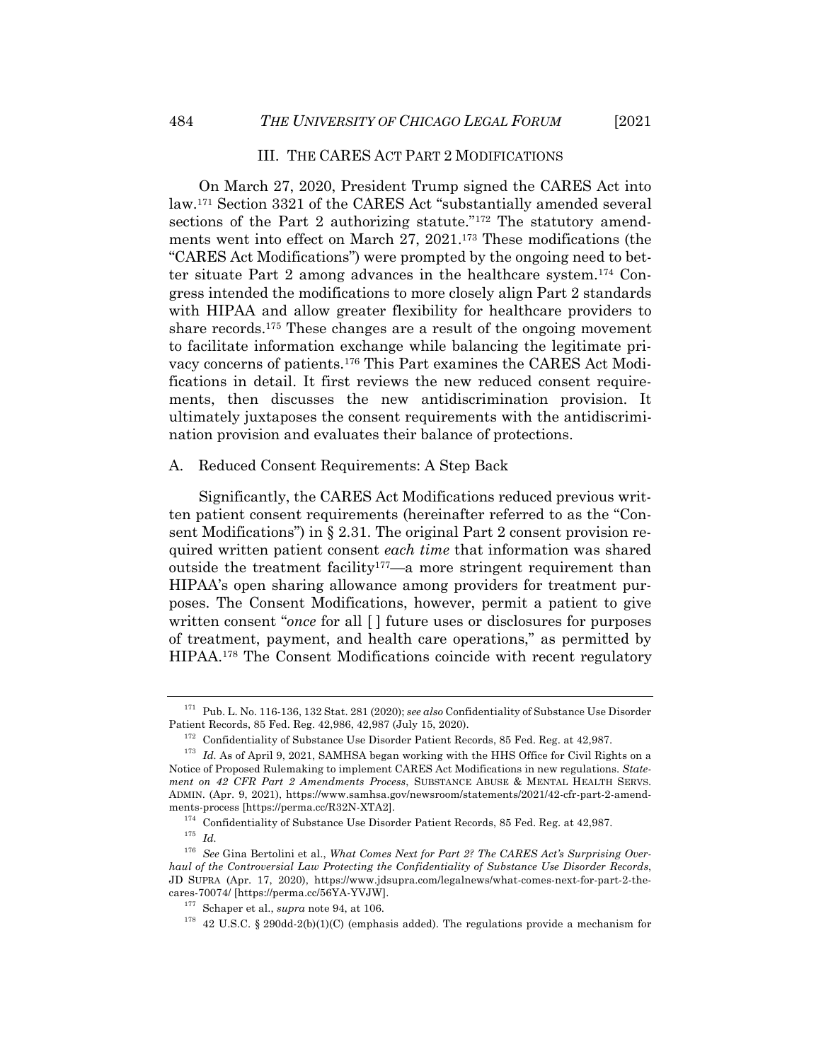## III. THE CARES ACT PART 2 MODIFICATIONS

On March 27, 2020, President Trump signed the CARES Act into law.[171] Section 3321 of the CARES Act "substantially amended several sections of the Part 2 authorizing statute."[172] The statutory amendments went into effect on March 27, 2021.[173] These modifications (the "CARES Act Modifications") were prompted by the ongoing need to better situate Part 2 among advances in the healthcare system.[174] Congress intended the modifications to more closely align Part 2 standards with HIPAA and allow greater flexibility for healthcare providers to share records.[175] These changes are a result of the ongoing movement to facilitate information exchange while balancing the legitimate privacy concerns of patients.[176] This Part examines the CARES Act Modifications in detail. It first reviews the new reduced consent requirements, then discusses the new antidiscrimination provision. It ultimately juxtaposes the consent requirements with the antidiscrimination provision and evaluates their balance of protections.

### A. Reduced Consent Requirements: A Step Back

Significantly, the CARES Act Modifications reduced previous written patient consent requirements (hereinafter referred to as the "Consent Modifications") in § 2.31. The original Part 2 consent provision required written patient consent *each time* that information was shared outside the treatment facility[177]—a more stringent requirement than HIPAA's open sharing allowance among providers for treatment purposes. The Consent Modifications, however, permit a patient to give written consent "*once* for all [ ] future uses or disclosures for purposes of treatment, payment, and health care operations," as permitted by HIPAA.[178] The Consent Modifications coincide with recent regulatory

---

[171] Pub. L. No. 116-136, 132 Stat. 281 (2020); *see also* Confidentiality of Substance Use Disorder Patient Records, 85 Fed. Reg. 42,986, 42,987 (July 15, 2020).

[172] Confidentiality of Substance Use Disorder Patient Records, 85 Fed. Reg. at 42,987.

[173] *Id.* As of April 9, 2021, SAMHSA began working with the HHS Office for Civil Rights on a Notice of Proposed Rulemaking to implement CARES Act Modifications in new regulations. *Statement on 42 CFR Part 2 Amendments Process*, SUBSTANCE ABUSE & MENTAL HEALTH SERVS. ADMIN. (Apr. 9, 2021), https://www.samhsa.gov/newsroom/statements/2021/42-cfr-part-2-amendments-process [https://perma.cc/R32N-XTA2].

[174] Confidentiality of Substance Use Disorder Patient Records, 85 Fed. Reg. at 42,987.

[175] *Id.*

[176] *See* Gina Bertolini et al., *What Comes Next for Part 2? The CARES Act's Surprising Overhaul of the Controversial Law Protecting the Confidentiality of Substance Use Disorder Records*, JD SUPRA (Apr. 17, 2020), https://www.jdsupra.com/legalnews/what-comes-next-for-part-2-the-cares-70074/ [https://perma.cc/56YA-YVJW].

[177] Schaper et al., *supra* note 94, at 106.

[178] 42 U.S.C. § 290dd-2(b)(1)(C) (emphasis added). The regulations provide a mechanism for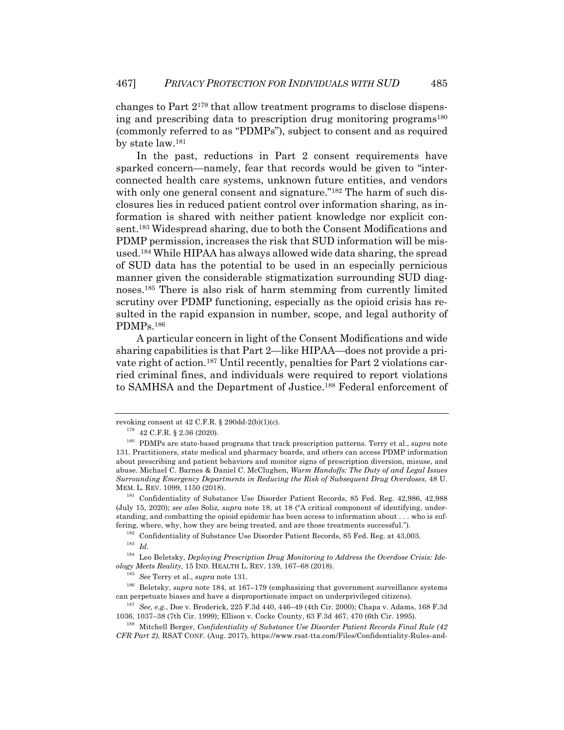changes to Part 2[179] that allow treatment programs to disclose dispensing and prescribing data to prescription drug monitoring programs[180] (commonly referred to as "PDMPs"), subject to consent and as required by state law.[181]

In the past, reductions in Part 2 consent requirements have sparked concern—namely, fear that records would be given to "interconnected health care systems, unknown future entities, and vendors with only one general consent and signature."[182] The harm of such disclosures lies in reduced patient control over information sharing, as information is shared with neither patient knowledge nor explicit consent.[183] Widespread sharing, due to both the Consent Modifications and PDMP permission, increases the risk that SUD information will be misused.[184] While HIPAA has always allowed wide data sharing, the spread of SUD data has the potential to be used in an especially pernicious manner given the considerable stigmatization surrounding SUD diagnoses.[185] There is also risk of harm stemming from currently limited scrutiny over PDMP functioning, especially as the opioid crisis has resulted in the rapid expansion in number, scope, and legal authority of PDMPs.[186]

A particular concern in light of the Consent Modifications and wide sharing capabilities is that Part 2—like HIPAA—does not provide a private right of action.[187] Until recently, penalties for Part 2 violations carried criminal fines, and individuals were required to report violations to SAMHSA and the Department of Justice.[188] Federal enforcement of

---

revoking consent at 42 C.F.R. § 290dd-2(b)(1)(c).

[179] 42 C.F.R. § 2.36 (2020).

[180] PDMPs are state-based programs that track prescription patterns. Terry et al., *supra* note 131. Practitioners, state medical and pharmacy boards, and others can access PDMP information about prescribing and patient behaviors and monitor signs of prescription diversion, misuse, and abuse. Michael C. Barnes & Daniel C. McClughen, *Warm Handoffs: The Duty of and Legal Issues Surrounding Emergency Departments in Reducing the Risk of Subsequent Drug Overdoses*, 48 U. MEM. L. REV. 1099, 1150 (2018).

[181] Confidentiality of Substance Use Disorder Patient Records, 85 Fed. Reg. 42,986, 42,988 (July 15, 2020); *see also* Soliz, *supra* note 18, at 18 ("A critical component of identifying, understanding, and combatting the opioid epidemic has been access to information about . . . who is suffering, where, why, how they are being treated, and are those treatments successful.").

[182] Confidentiality of Substance Use Disorder Patient Records, 85 Fed. Reg. at 43,003.

[183] *Id.*

[184] Leo Beletsky, *Deploying Prescription Drug Monitoring to Address the Overdose Crisis: Ideology Meets Reality*, 15 IND. HEALTH L. REV. 139, 167–68 (2018).

[185] *See* Terry et al., *supra* note 131.

[186] Beletsky, *supra* note 184, at 167–179 (emphasizing that government surveillance systems can perpetuate biases and have a disproportionate impact on underprivileged citizens).

[187] *See, e.g.*, Doe v. Broderick, 225 F.3d 440, 446–49 (4th Cir. 2000); Chapa v. Adams, 168 F.3d 1036, 1037–38 (7th Cir. 1999); Ellison v. Cocke County, 63 F.3d 467, 470 (6th Cir. 1995).

[188] Mitchell Berger, *Confidentiality of Substance Use Disorder Patient Records Final Rule (42 CFR Part 2)*, RSAT CONF. (Aug. 2017), https://www.rsat-tta.com/Files/Confidentiality-Rules-and-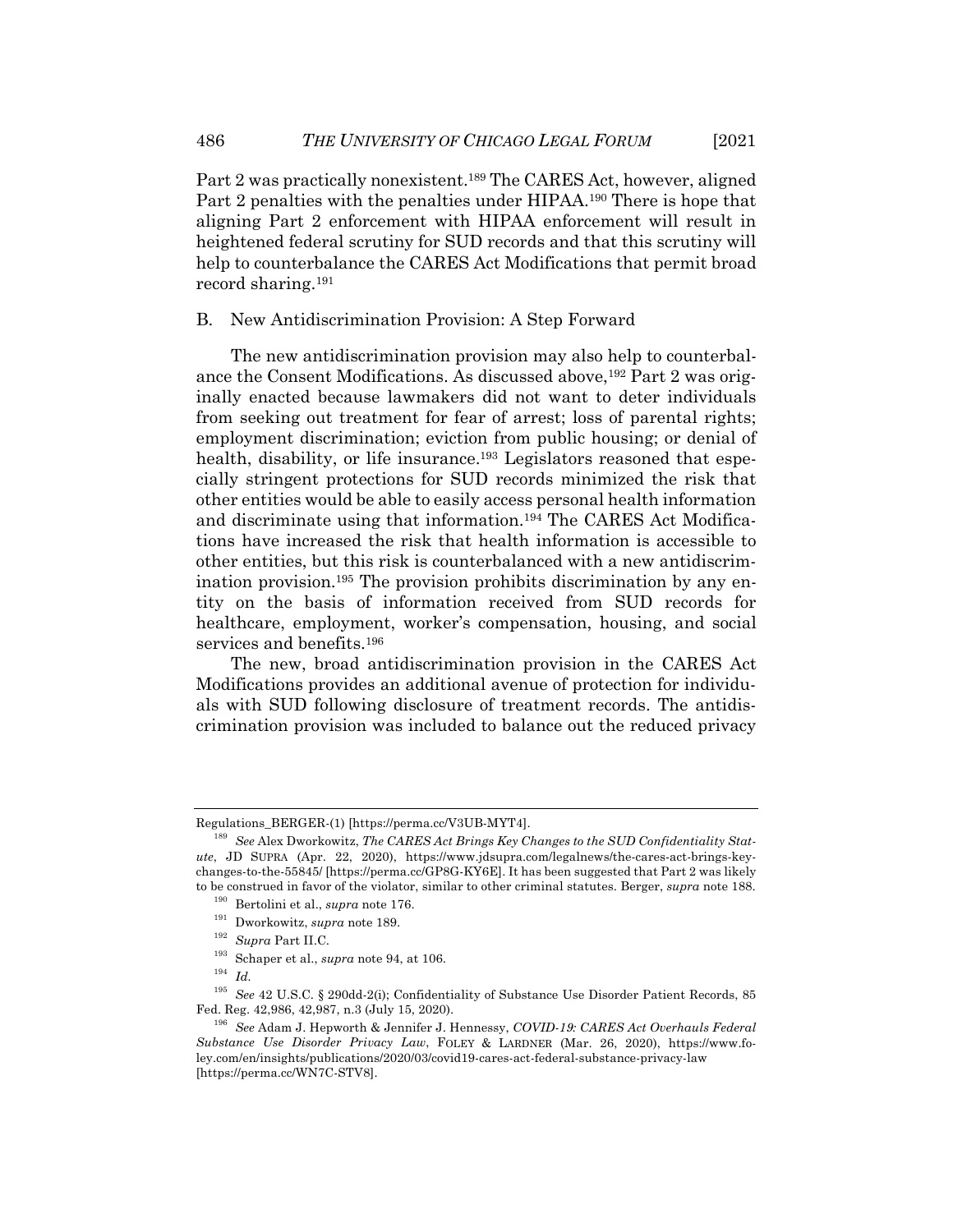Part 2 was practically nonexistent.[189] The CARES Act, however, aligned Part 2 penalties with the penalties under HIPAA.[190] There is hope that aligning Part 2 enforcement with HIPAA enforcement will result in heightened federal scrutiny for SUD records and that this scrutiny will help to counterbalance the CARES Act Modifications that permit broad record sharing.[191]

### B. New Antidiscrimination Provision: A Step Forward

The new antidiscrimination provision may also help to counterbalance the Consent Modifications. As discussed above,[192] Part 2 was originally enacted because lawmakers did not want to deter individuals from seeking out treatment for fear of arrest; loss of parental rights; employment discrimination; eviction from public housing; or denial of health, disability, or life insurance.[193] Legislators reasoned that especially stringent protections for SUD records minimized the risk that other entities would be able to easily access personal health information and discriminate using that information.[194] The CARES Act Modifications have increased the risk that health information is accessible to other entities, but this risk is counterbalanced with a new antidiscrimination provision.[195] The provision prohibits discrimination by any entity on the basis of information received from SUD records for healthcare, employment, worker's compensation, housing, and social services and benefits.[196]

The new, broad antidiscrimination provision in the CARES Act Modifications provides an additional avenue of protection for individuals with SUD following disclosure of treatment records. The antidiscrimination provision was included to balance out the reduced privacy

---

Regulations_BERGER-(1) [https://perma.cc/V3UB-MYT4].

[189] *See* Alex Dworkowitz, *The CARES Act Brings Key Changes to the SUD Confidentiality Statute*, JD SUPRA (Apr. 22, 2020), https://www.jdsupra.com/legalnews/the-cares-act-brings-key-changes-to-the-55845/ [https://perma.cc/GP8G-KY6E]. It has been suggested that Part 2 was likely to be construed in favor of the violator, similar to other criminal statutes. Berger, *supra* note 188.

[190] Bertolini et al., *supra* note 176.

[191] Dworkowitz, *supra* note 189.

[192] *Supra* Part II.C.

[193] Schaper et al., *supra* note 94, at 106.

[194] *Id.*

[195] *See* 42 U.S.C. § 290dd-2(i); Confidentiality of Substance Use Disorder Patient Records, 85 Fed. Reg. 42,986, 42,987, n.3 (July 15, 2020).

[196] *See* Adam J. Hepworth & Jennifer J. Hennessy, *COVID-19: CARES Act Overhauls Federal Substance Use Disorder Privacy Law*, FOLEY & LARDNER (Mar. 26, 2020), https://www.foley.com/en/insights/publications/2020/03/covid19-cares-act-federal-substance-privacy-law [https://perma.cc/WN7C-STV8].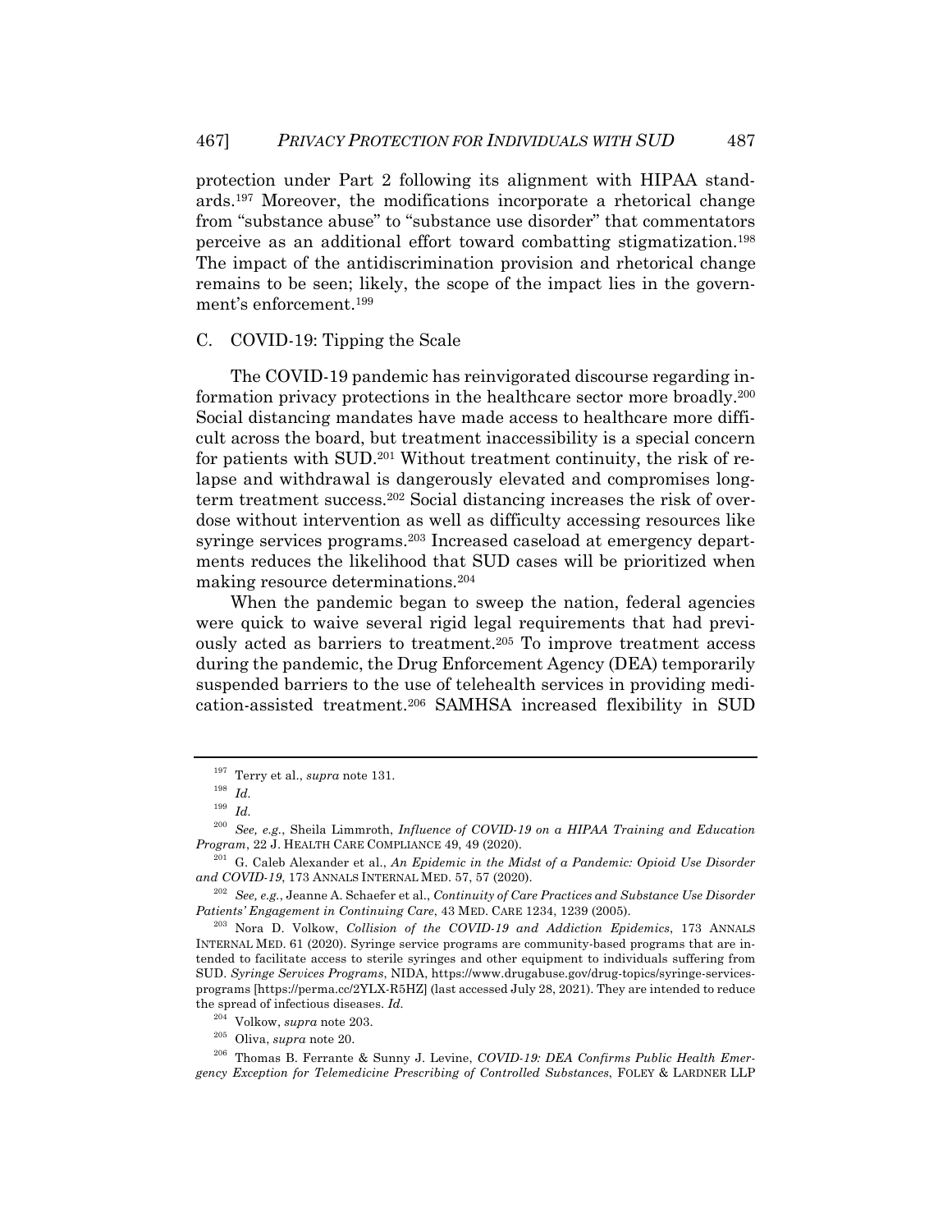protection under Part 2 following its alignment with HIPAA standards.[197] Moreover, the modifications incorporate a rhetorical change from "substance abuse" to "substance use disorder" that commentators perceive as an additional effort toward combatting stigmatization.[198] The impact of the antidiscrimination provision and rhetorical change remains to be seen; likely, the scope of the impact lies in the government's enforcement.[199]

### C. COVID-19: Tipping the Scale

The COVID-19 pandemic has reinvigorated discourse regarding information privacy protections in the healthcare sector more broadly.[200] Social distancing mandates have made access to healthcare more difficult across the board, but treatment inaccessibility is a special concern for patients with SUD.[201] Without treatment continuity, the risk of relapse and withdrawal is dangerously elevated and compromises long-term treatment success.[202] Social distancing increases the risk of overdose without intervention as well as difficulty accessing resources like syringe services programs.[203] Increased caseload at emergency departments reduces the likelihood that SUD cases will be prioritized when making resource determinations.[204]

When the pandemic began to sweep the nation, federal agencies were quick to waive several rigid legal requirements that had previously acted as barriers to treatment.[205] To improve treatment access during the pandemic, the Drug Enforcement Agency (DEA) temporarily suspended barriers to the use of telehealth services in providing medication-assisted treatment.[206] SAMHSA increased flexibility in SUD

---

[197] Terry et al., *supra* note 131.

[198] *Id.*

[199] *Id.*

[200] *See, e.g.*, Sheila Limmroth, *Influence of COVID-19 on a HIPAA Training and Education Program*, 22 J. HEALTH CARE COMPLIANCE 49, 49 (2020).

[201] G. Caleb Alexander et al., *An Epidemic in the Midst of a Pandemic: Opioid Use Disorder and COVID-19*, 173 ANNALS INTERNAL MED. 57, 57 (2020).

[202] *See, e.g.*, Jeanne A. Schaefer et al., *Continuity of Care Practices and Substance Use Disorder Patients' Engagement in Continuing Care*, 43 MED. CARE 1234, 1239 (2005).

[203] Nora D. Volkow, *Collision of the COVID-19 and Addiction Epidemics*, 173 ANNALS INTERNAL MED. 61 (2020). Syringe service programs are community-based programs that are intended to facilitate access to sterile syringes and other equipment to individuals suffering from SUD. *Syringe Services Programs*, NIDA, https://www.drugabuse.gov/drug-topics/syringe-services-programs [https://perma.cc/2YLX-R5HZ] (last accessed July 28, 2021). They are intended to reduce the spread of infectious diseases. *Id.*

[204] Volkow, *supra* note 203.

[205] Oliva, *supra* note 20.

[206] Thomas B. Ferrante & Sunny J. Levine, *COVID-19: DEA Confirms Public Health Emergency Exception for Telemedicine Prescribing of Controlled Substances*, FOLEY & LARDNER LLP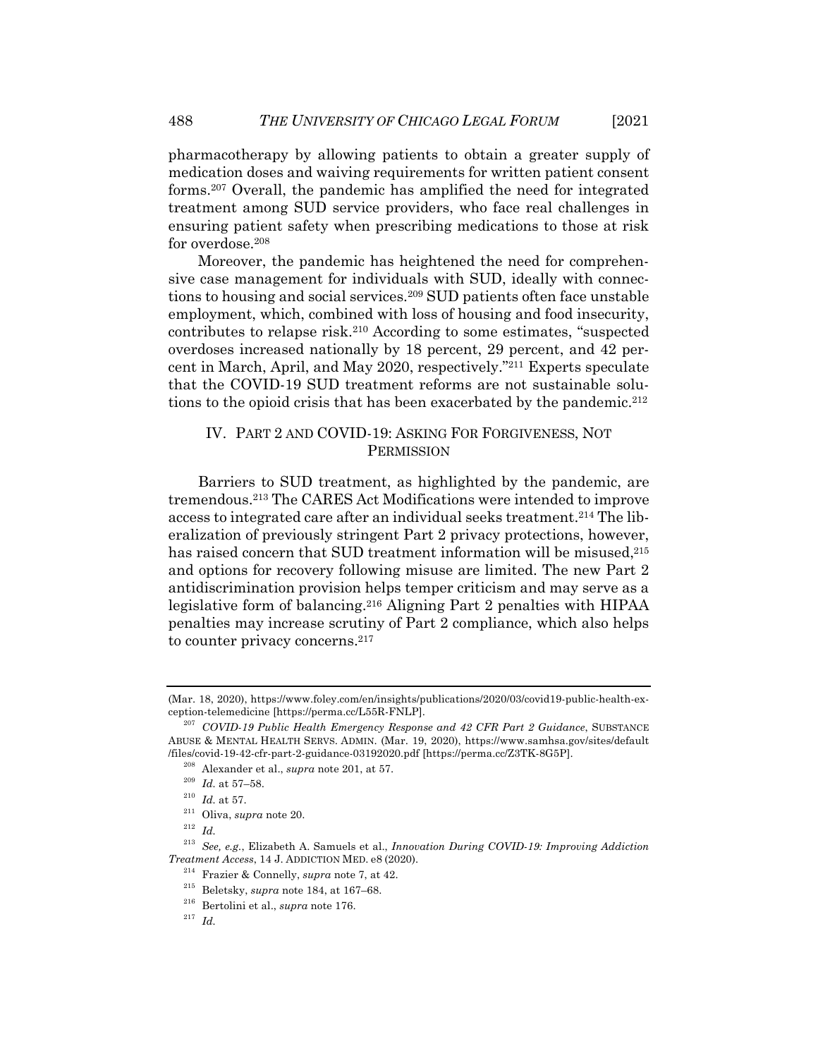pharmacotherapy by allowing patients to obtain a greater supply of medication doses and waiving requirements for written patient consent forms.[207] Overall, the pandemic has amplified the need for integrated treatment among SUD service providers, who face real challenges in ensuring patient safety when prescribing medications to those at risk for overdose.[208]

Moreover, the pandemic has heightened the need for comprehensive case management for individuals with SUD, ideally with connections to housing and social services.[209] SUD patients often face unstable employment, which, combined with loss of housing and food insecurity, contributes to relapse risk.[210] According to some estimates, "suspected overdoses increased nationally by 18 percent, 29 percent, and 42 percent in March, April, and May 2020, respectively."[211] Experts speculate that the COVID-19 SUD treatment reforms are not sustainable solutions to the opioid crisis that has been exacerbated by the pandemic.[212]

## IV. PART 2 AND COVID-19: ASKING FOR FORGIVENESS, NOT PERMISSION

Barriers to SUD treatment, as highlighted by the pandemic, are tremendous.[213] The CARES Act Modifications were intended to improve access to integrated care after an individual seeks treatment.[214] The liberalization of previously stringent Part 2 privacy protections, however, has raised concern that SUD treatment information will be misused,[215] and options for recovery following misuse are limited. The new Part 2 antidiscrimination provision helps temper criticism and may serve as a legislative form of balancing.[216] Aligning Part 2 penalties with HIPAA penalties may increase scrutiny of Part 2 compliance, which also helps to counter privacy concerns.[217]

---

(Mar. 18, 2020), https://www.foley.com/en/insights/publications/2020/03/covid19-public-health-exception-telemedicine [https://perma.cc/L55R-FNLP].

[207] *COVID-19 Public Health Emergency Response and 42 CFR Part 2 Guidance*, SUBSTANCE ABUSE & MENTAL HEALTH SERVS. ADMIN. (Mar. 19, 2020), https://www.samhsa.gov/sites/default/files/covid-19-42-cfr-part-2-guidance-03192020.pdf [https://perma.cc/Z3TK-8G5P].

[208] Alexander et al., *supra* note 201, at 57.

[209] *Id.* at 57–58.

[210] *Id.* at 57.

[211] Oliva, *supra* note 20.

[212] *Id.*

[213] *See, e.g.*, Elizabeth A. Samuels et al., *Innovation During COVID-19: Improving Addiction Treatment Access*, 14 J. ADDICTION MED. e8 (2020).

[214] Frazier & Connelly, *supra* note 7, at 42.

[215] Beletsky, *supra* note 184, at 167–68.

[216] Bertolini et al., *supra* note 176.

[217] *Id.*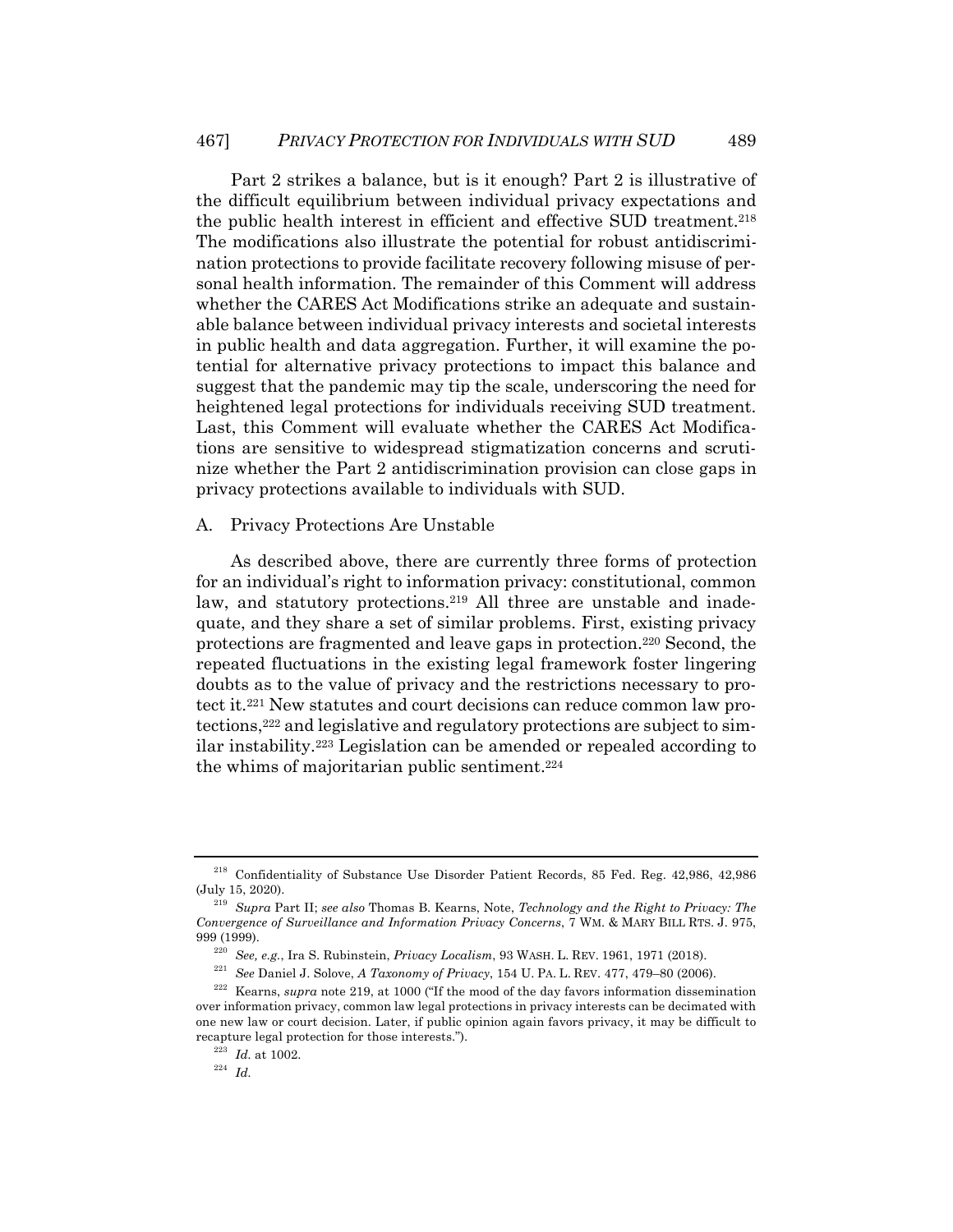Part 2 strikes a balance, but is it enough? Part 2 is illustrative of the difficult equilibrium between individual privacy expectations and the public health interest in efficient and effective SUD treatment.[218] The modifications also illustrate the potential for robust antidiscrimination protections to provide facilitate recovery following misuse of personal health information. The remainder of this Comment will address whether the CARES Act Modifications strike an adequate and sustainable balance between individual privacy interests and societal interests in public health and data aggregation. Further, it will examine the potential for alternative privacy protections to impact this balance and suggest that the pandemic may tip the scale, underscoring the need for heightened legal protections for individuals receiving SUD treatment. Last, this Comment will evaluate whether the CARES Act Modifications are sensitive to widespread stigmatization concerns and scrutinize whether the Part 2 antidiscrimination provision can close gaps in privacy protections available to individuals with SUD.

## A. Privacy Protections Are Unstable

As described above, there are currently three forms of protection for an individual's right to information privacy: constitutional, common law, and statutory protections.[219] All three are unstable and inadequate, and they share a set of similar problems. First, existing privacy protections are fragmented and leave gaps in protection.[220] Second, the repeated fluctuations in the existing legal framework foster lingering doubts as to the value of privacy and the restrictions necessary to protect it.[221] New statutes and court decisions can reduce common law protections,[222] and legislative and regulatory protections are subject to similar instability.[223] Legislation can be amended or repealed according to the whims of majoritarian public sentiment.[224]

---

[218] Confidentiality of Substance Use Disorder Patient Records, 85 Fed. Reg. 42,986, 42,986 (July 15, 2020).

[219] *Supra* Part II; *see also* Thomas B. Kearns, Note, *Technology and the Right to Privacy: The Convergence of Surveillance and Information Privacy Concerns*, 7 WM. & MARY BILL RTS. J. 975, 999 (1999).

[220] *See, e.g.*, Ira S. Rubinstein, *Privacy Localism*, 93 WASH. L. REV. 1961, 1971 (2018).

[221] *See* Daniel J. Solove, *A Taxonomy of Privacy*, 154 U. PA. L. REV. 477, 479–80 (2006).

[222] Kearns, *supra* note 219, at 1000 ("If the mood of the day favors information dissemination over information privacy, common law legal protections in privacy interests can be decimated with one new law or court decision. Later, if public opinion again favors privacy, it may be difficult to recapture legal protection for those interests.").

[223] *Id.* at 1002.

[224] *Id.*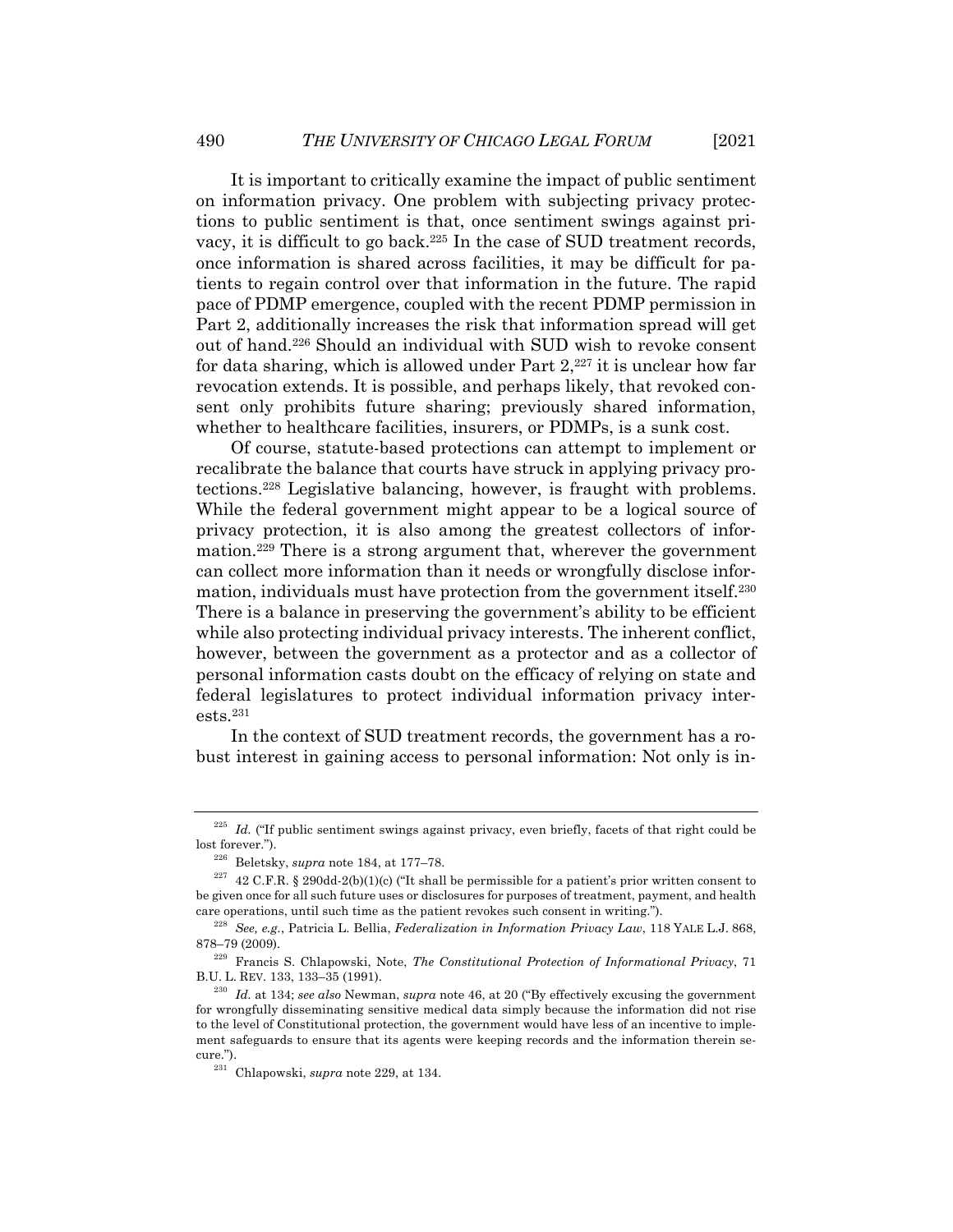It is important to critically examine the impact of public sentiment on information privacy. One problem with subjecting privacy protections to public sentiment is that, once sentiment swings against privacy, it is difficult to go back.[225] In the case of SUD treatment records, once information is shared across facilities, it may be difficult for patients to regain control over that information in the future. The rapid pace of PDMP emergence, coupled with the recent PDMP permission in Part 2, additionally increases the risk that information spread will get out of hand.[226] Should an individual with SUD wish to revoke consent for data sharing, which is allowed under Part 2,[227] it is unclear how far revocation extends. It is possible, and perhaps likely, that revoked consent only prohibits future sharing; previously shared information, whether to healthcare facilities, insurers, or PDMPs, is a sunk cost.

Of course, statute-based protections can attempt to implement or recalibrate the balance that courts have struck in applying privacy protections.[228] Legislative balancing, however, is fraught with problems. While the federal government might appear to be a logical source of privacy protection, it is also among the greatest collectors of information.[229] There is a strong argument that, wherever the government can collect more information than it needs or wrongfully disclose information, individuals must have protection from the government itself.[230] There is a balance in preserving the government's ability to be efficient while also protecting individual privacy interests. The inherent conflict, however, between the government as a protector and as a collector of personal information casts doubt on the efficacy of relying on state and federal legislatures to protect individual information privacy interests.[231]

In the context of SUD treatment records, the government has a robust interest in gaining access to personal information: Not only is in-

---

[225] *Id.* ("If public sentiment swings against privacy, even briefly, facets of that right could be lost forever.").

[226] Beletsky, *supra* note 184, at 177–78.

[227] 42 C.F.R. § 290dd-2(b)(1)(c) ("It shall be permissible for a patient's prior written consent to be given once for all such future uses or disclosures for purposes of treatment, payment, and health care operations, until such time as the patient revokes such consent in writing.").

[228] *See, e.g.*, Patricia L. Bellia, *Federalization in Information Privacy Law*, 118 YALE L.J. 868, 878–79 (2009).

[229] Francis S. Chlapowski, Note, *The Constitutional Protection of Informational Privacy*, 71 B.U. L. REV. 133, 133–35 (1991).

[230] *Id.* at 134; *see also* Newman, *supra* note 46, at 20 ("By effectively excusing the government for wrongfully disseminating sensitive medical data simply because the information did not rise to the level of Constitutional protection, the government would have less of an incentive to implement safeguards to ensure that its agents were keeping records and the information therein secure.").

[231] Chlapowski, *supra* note 229, at 134.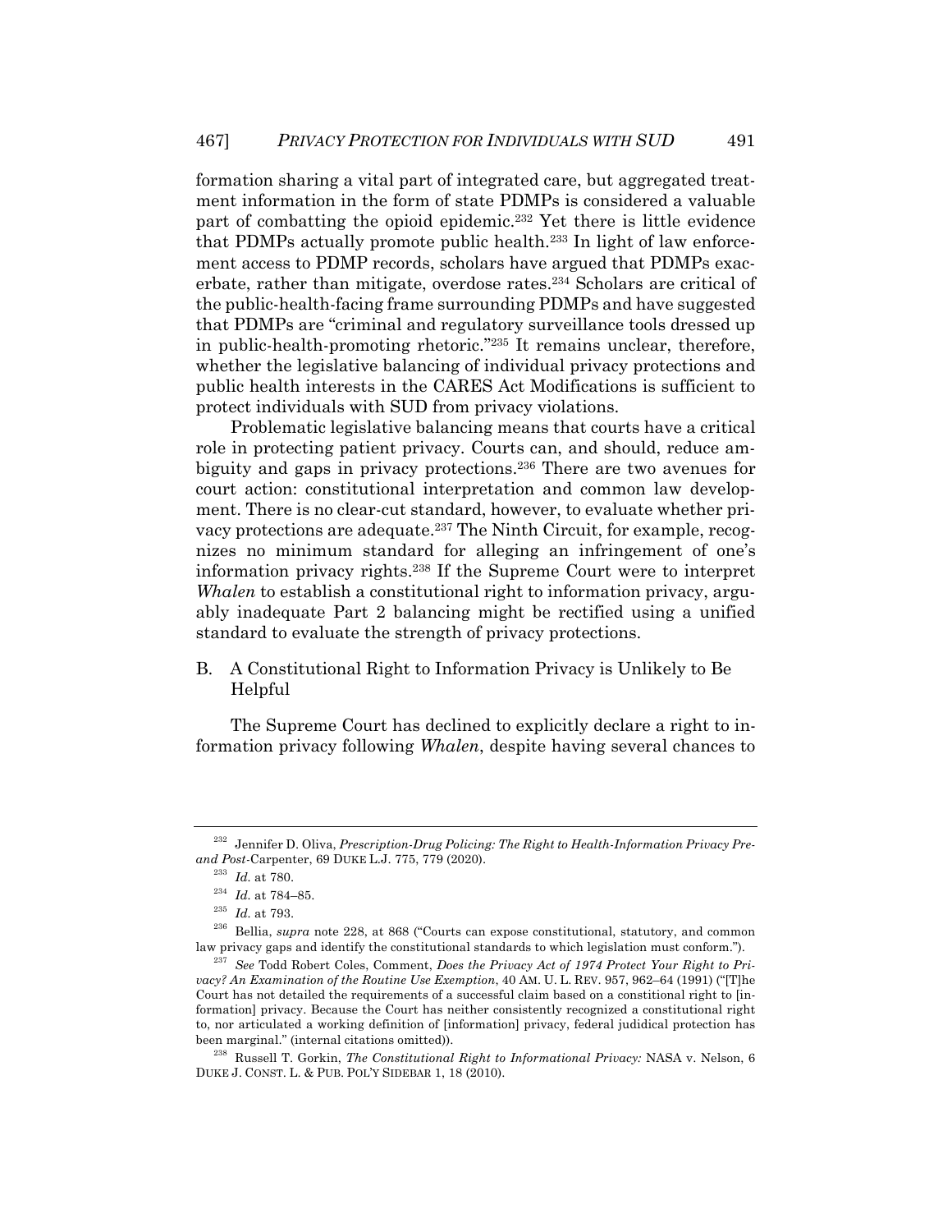formation sharing a vital part of integrated care, but aggregated treatment information in the form of state PDMPs is considered a valuable part of combatting the opioid epidemic.[232] Yet there is little evidence that PDMPs actually promote public health.[233] In light of law enforcement access to PDMP records, scholars have argued that PDMPs exacerbate, rather than mitigate, overdose rates.[234] Scholars are critical of the public-health-facing frame surrounding PDMPs and have suggested that PDMPs are "criminal and regulatory surveillance tools dressed up in public-health-promoting rhetoric."[235] It remains unclear, therefore, whether the legislative balancing of individual privacy protections and public health interests in the CARES Act Modifications is sufficient to protect individuals with SUD from privacy violations.

Problematic legislative balancing means that courts have a critical role in protecting patient privacy. Courts can, and should, reduce ambiguity and gaps in privacy protections.[236] There are two avenues for court action: constitutional interpretation and common law development. There is no clear-cut standard, however, to evaluate whether privacy protections are adequate.[237] The Ninth Circuit, for example, recognizes no minimum standard for alleging an infringement of one's information privacy rights.[238] If the Supreme Court were to interpret *Whalen* to establish a constitutional right to information privacy, arguably inadequate Part 2 balancing might be rectified using a unified standard to evaluate the strength of privacy protections.

### B. A Constitutional Right to Information Privacy is Unlikely to Be Helpful

The Supreme Court has declined to explicitly declare a right to information privacy following *Whalen*, despite having several chances to

---

[232] Jennifer D. Oliva, *Prescription-Drug Policing: The Right to Health-Information Privacy Pre- and Post-*Carpenter, 69 DUKE L.J. 775, 779 (2020).

[233] *Id.* at 780.

[234] *Id.* at 784–85.

[235] *Id.* at 793.

[236] Bellia, *supra* note 228, at 868 ("Courts can expose constitutional, statutory, and common law privacy gaps and identify the constitutional standards to which legislation must conform.").

[237] *See* Todd Robert Coles, Comment, *Does the Privacy Act of 1974 Protect Your Right to Privacy? An Examination of the Routine Use Exemption*, 40 AM. U. L. REV. 957, 962–64 (1991) ("[T]he Court has not detailed the requirements of a successful claim based on a constitional right to [information] privacy. Because the Court has neither consistently recognized a constitutional right to, nor articulated a working definition of [information] privacy, federal judidical protection has been marginal." (internal citations omitted)).

[238] Russell T. Gorkin, *The Constitutional Right to Informational Privacy:* NASA v. Nelson, 6 DUKE J. CONST. L. & PUB. POL'Y SIDEBAR 1, 18 (2010).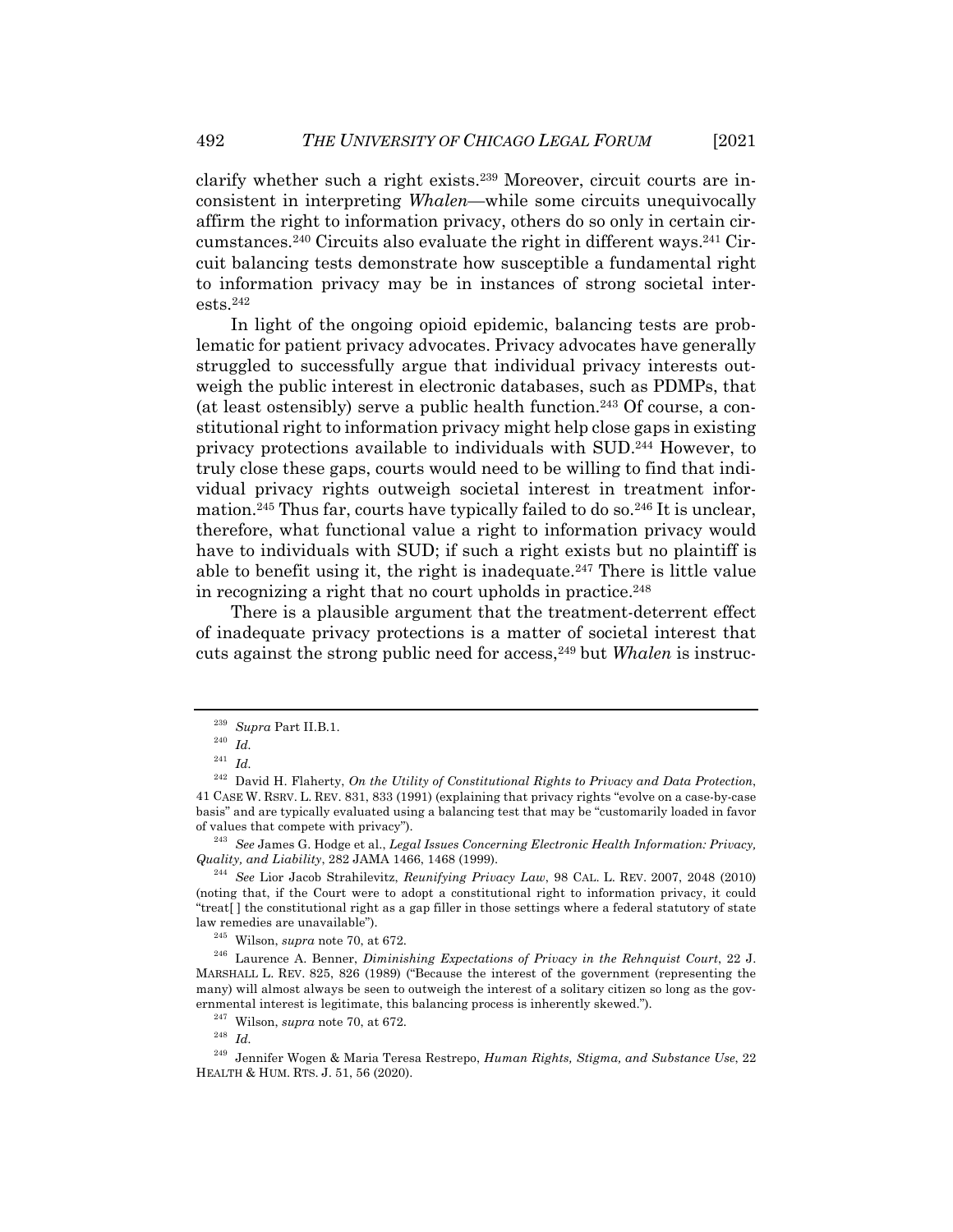clarify whether such a right exists.[239] Moreover, circuit courts are inconsistent in interpreting *Whalen*—while some circuits unequivocally affirm the right to information privacy, others do so only in certain circumstances.[240] Circuits also evaluate the right in different ways.[241] Circuit balancing tests demonstrate how susceptible a fundamental right to information privacy may be in instances of strong societal interests.[242]

In light of the ongoing opioid epidemic, balancing tests are problematic for patient privacy advocates. Privacy advocates have generally struggled to successfully argue that individual privacy interests outweigh the public interest in electronic databases, such as PDMPs, that (at least ostensibly) serve a public health function.[243] Of course, a constitutional right to information privacy might help close gaps in existing privacy protections available to individuals with SUD.[244] However, to truly close these gaps, courts would need to be willing to find that individual privacy rights outweigh societal interest in treatment information.[245] Thus far, courts have typically failed to do so.[246] It is unclear, therefore, what functional value a right to information privacy would have to individuals with SUD; if such a right exists but no plaintiff is able to benefit using it, the right is inadequate.[247] There is little value in recognizing a right that no court upholds in practice.[248]

There is a plausible argument that the treatment-deterrent effect of inadequate privacy protections is a matter of societal interest that cuts against the strong public need for access,[249] but *Whalen* is instruc-

---

[239] *Supra* Part II.B.1.

[240] *Id.*

[241] *Id.*

[242] David H. Flaherty, *On the Utility of Constitutional Rights to Privacy and Data Protection*, 41 CASE W. RSRV. L. REV. 831, 833 (1991) (explaining that privacy rights "evolve on a case-by-case basis" and are typically evaluated using a balancing test that may be "customarily loaded in favor of values that compete with privacy").

[243] *See* James G. Hodge et al., *Legal Issues Concerning Electronic Health Information: Privacy, Quality, and Liability*, 282 JAMA 1466, 1468 (1999).

[244] *See* Lior Jacob Strahilevitz, *Reunifying Privacy Law*, 98 CAL. L. REV. 2007, 2048 (2010) (noting that, if the Court were to adopt a constitutional right to information privacy, it could "treat[ ] the constitutional right as a gap filler in those settings where a federal statutory of state law remedies are unavailable").

[245] Wilson, *supra* note 70, at 672.

[246] Laurence A. Benner, *Diminishing Expectations of Privacy in the Rehnquist Court*, 22 J. MARSHALL L. REV. 825, 826 (1989) ("Because the interest of the government (representing the many) will almost always be seen to outweigh the interest of a solitary citizen so long as the governmental interest is legitimate, this balancing process is inherently skewed.").

[247] Wilson, *supra* note 70, at 672.

[248] *Id.*

[249] Jennifer Wogen & Maria Teresa Restrepo, *Human Rights, Stigma, and Substance Use*, 22 HEALTH & HUM. RTS. J. 51, 56 (2020).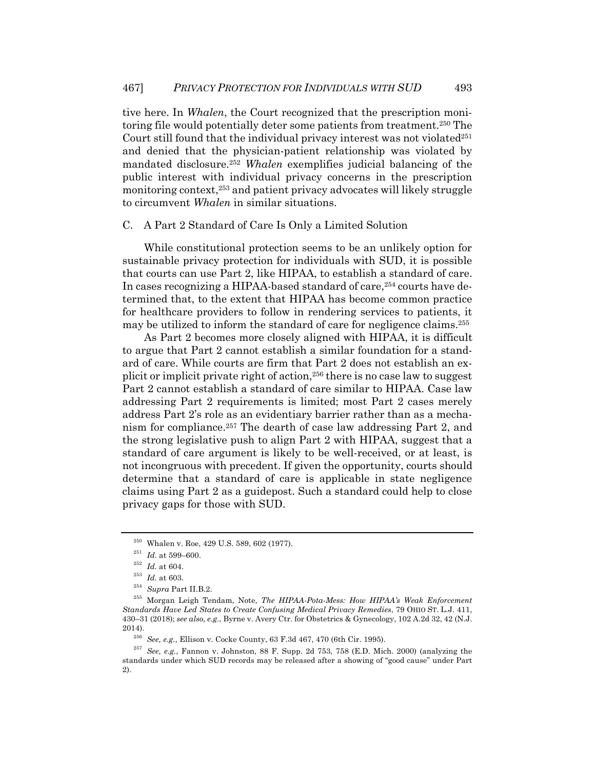tive here. In *Whalen*, the Court recognized that the prescription monitoring file would potentially deter some patients from treatment.[250] The Court still found that the individual privacy interest was not violated[251] and denied that the physician-patient relationship was violated by mandated disclosure.[252] *Whalen* exemplifies judicial balancing of the public interest with individual privacy concerns in the prescription monitoring context,[253] and patient privacy advocates will likely struggle to circumvent *Whalen* in similar situations.

### C. A Part 2 Standard of Care Is Only a Limited Solution

While constitutional protection seems to be an unlikely option for sustainable privacy protection for individuals with SUD, it is possible that courts can use Part 2, like HIPAA, to establish a standard of care. In cases recognizing a HIPAA-based standard of care,[254] courts have determined that, to the extent that HIPAA has become common practice for healthcare providers to follow in rendering services to patients, it may be utilized to inform the standard of care for negligence claims.[255]

As Part 2 becomes more closely aligned with HIPAA, it is difficult to argue that Part 2 cannot establish a similar foundation for a standard of care. While courts are firm that Part 2 does not establish an explicit or implicit private right of action,[256] there is no case law to suggest Part 2 cannot establish a standard of care similar to HIPAA. Case law addressing Part 2 requirements is limited; most Part 2 cases merely address Part 2's role as an evidentiary barrier rather than as a mechanism for compliance.[257] The dearth of case law addressing Part 2, and the strong legislative push to align Part 2 with HIPAA, suggest that a standard of care argument is likely to be well-received, or at least, is not incongruous with precedent. If given the opportunity, courts should determine that a standard of care is applicable in state negligence claims using Part 2 as a guidepost. Such a standard could help to close privacy gaps for those with SUD.

---

[250] Whalen v. Roe, 429 U.S. 589, 602 (1977).

[251] *Id.* at 599–600.

[252] *Id.* at 604.

[253] *Id.* at 603.

[254] *Supra* Part II.B.2.

[255] Morgan Leigh Tendam, Note, *The HIPAA-Pota-Mess: How HIPAA's Weak Enforcement Standards Have Led States to Create Confusing Medical Privacy Remedies*, 79 OHIO ST. L.J. 411, 430–31 (2018); *see also, e.g.*, Byrne v. Avery Ctr. for Obstetrics & Gynecology, 102 A.2d 32, 42 (N.J. 2014).

[256] *See, e.g.*, Ellison v. Cocke County, 63 F.3d 467, 470 (6th Cir. 1995).

[257] *See, e.g.*, Fannon v. Johnston, 88 F. Supp. 2d 753, 758 (E.D. Mich. 2000) (analyzing the standards under which SUD records may be released after a showing of "good cause" under Part 2).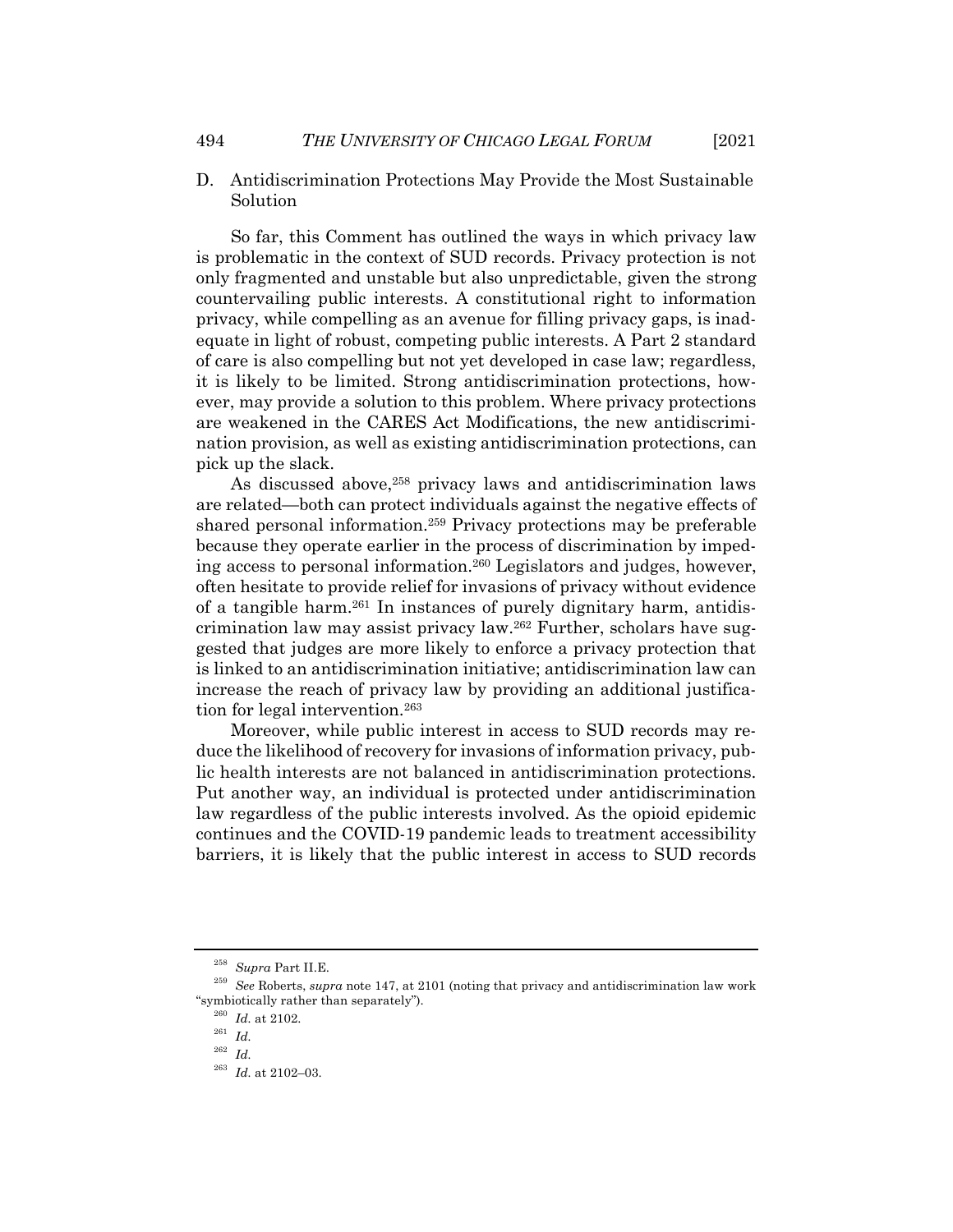### D. Antidiscrimination Protections May Provide the Most Sustainable Solution

So far, this Comment has outlined the ways in which privacy law is problematic in the context of SUD records. Privacy protection is not only fragmented and unstable but also unpredictable, given the strong countervailing public interests. A constitutional right to information privacy, while compelling as an avenue for filling privacy gaps, is inadequate in light of robust, competing public interests. A Part 2 standard of care is also compelling but not yet developed in case law; regardless, it is likely to be limited. Strong antidiscrimination protections, however, may provide a solution to this problem. Where privacy protections are weakened in the CARES Act Modifications, the new antidiscrimination provision, as well as existing antidiscrimination protections, can pick up the slack.

As discussed above,[258] privacy laws and antidiscrimination laws are related—both can protect individuals against the negative effects of shared personal information.[259] Privacy protections may be preferable because they operate earlier in the process of discrimination by impeding access to personal information.[260] Legislators and judges, however, often hesitate to provide relief for invasions of privacy without evidence of a tangible harm.[261] In instances of purely dignitary harm, antidiscrimination law may assist privacy law.[262] Further, scholars have suggested that judges are more likely to enforce a privacy protection that is linked to an antidiscrimination initiative; antidiscrimination law can increase the reach of privacy law by providing an additional justification for legal intervention.[263]

Moreover, while public interest in access to SUD records may reduce the likelihood of recovery for invasions of information privacy, public health interests are not balanced in antidiscrimination protections. Put another way, an individual is protected under antidiscrimination law regardless of the public interests involved. As the opioid epidemic continues and the COVID-19 pandemic leads to treatment accessibility barriers, it is likely that the public interest in access to SUD records

---

[258] *Supra* Part II.E.

[259] *See* Roberts, *supra* note 147, at 2101 (noting that privacy and antidiscrimination law work "symbiotically rather than separately").

[260] *Id.* at 2102.

[261] *Id.*

[262] *Id.*

[263] *Id.* at 2102–03.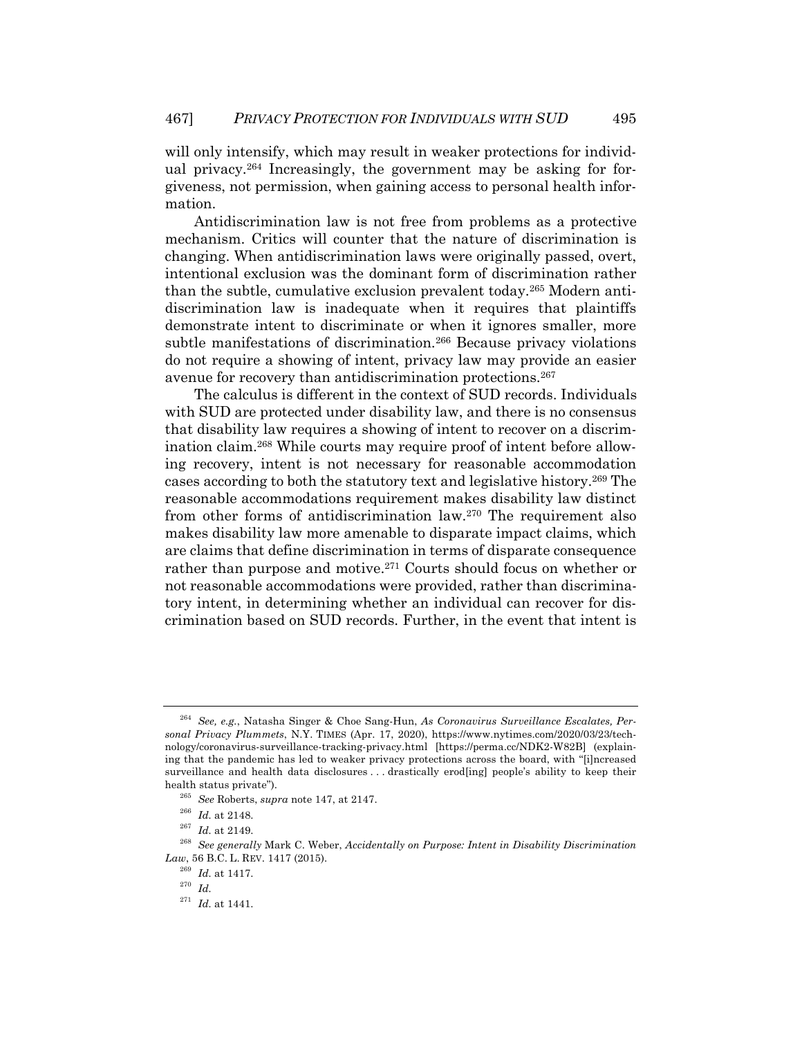will only intensify, which may result in weaker protections for individual privacy.[264] Increasingly, the government may be asking for forgiveness, not permission, when gaining access to personal health information.

Antidiscrimination law is not free from problems as a protective mechanism. Critics will counter that the nature of discrimination is changing. When antidiscrimination laws were originally passed, overt, intentional exclusion was the dominant form of discrimination rather than the subtle, cumulative exclusion prevalent today.[265] Modern antidiscrimination law is inadequate when it requires that plaintiffs demonstrate intent to discriminate or when it ignores smaller, more subtle manifestations of discrimination.[266] Because privacy violations do not require a showing of intent, privacy law may provide an easier avenue for recovery than antidiscrimination protections.[267]

The calculus is different in the context of SUD records. Individuals with SUD are protected under disability law, and there is no consensus that disability law requires a showing of intent to recover on a discrimination claim.[268] While courts may require proof of intent before allowing recovery, intent is not necessary for reasonable accommodation cases according to both the statutory text and legislative history.[269] The reasonable accommodations requirement makes disability law distinct from other forms of antidiscrimination law.[270] The requirement also makes disability law more amenable to disparate impact claims, which are claims that define discrimination in terms of disparate consequence rather than purpose and motive.[271] Courts should focus on whether or not reasonable accommodations were provided, rather than discriminatory intent, in determining whether an individual can recover for discrimination based on SUD records. Further, in the event that intent is

---

[264] *See, e.g.*, Natasha Singer & Choe Sang-Hun, *As Coronavirus Surveillance Escalates, Personal Privacy Plummets*, N.Y. TIMES (Apr. 17, 2020), https://www.nytimes.com/2020/03/23/technology/coronavirus-surveillance-tracking-privacy.html [https://perma.cc/NDK2-W82B] (explaining that the pandemic has led to weaker privacy protections across the board, with "[i]ncreased surveillance and health data disclosures . . . drastically erod[ing] people's ability to keep their health status private").

[265] *See* Roberts, *supra* note 147, at 2147.

[266] *Id.* at 2148.

[267] *Id.* at 2149.

[268] *See generally* Mark C. Weber, *Accidentally on Purpose: Intent in Disability Discrimination Law*, 56 B.C. L. REV. 1417 (2015).

[269] *Id.* at 1417.

[270] *Id.*

[271] *Id.* at 1441.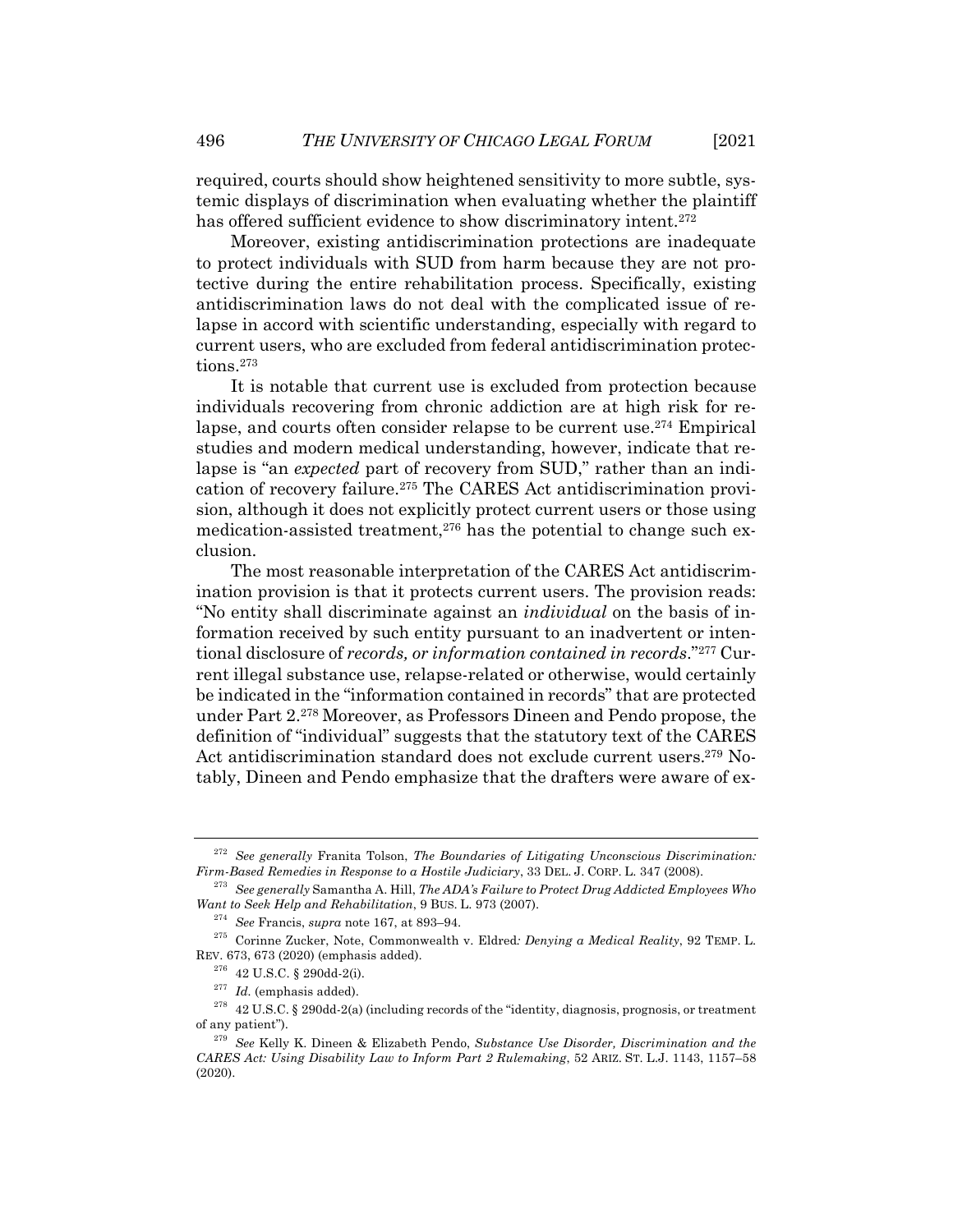required, courts should show heightened sensitivity to more subtle, systemic displays of discrimination when evaluating whether the plaintiff has offered sufficient evidence to show discriminatory intent.[272]

Moreover, existing antidiscrimination protections are inadequate to protect individuals with SUD from harm because they are not protective during the entire rehabilitation process. Specifically, existing antidiscrimination laws do not deal with the complicated issue of relapse in accord with scientific understanding, especially with regard to current users, who are excluded from federal antidiscrimination protections.[273]

It is notable that current use is excluded from protection because individuals recovering from chronic addiction are at high risk for relapse, and courts often consider relapse to be current use.[274] Empirical studies and modern medical understanding, however, indicate that relapse is "an *expected* part of recovery from SUD," rather than an indication of recovery failure.[275] The CARES Act antidiscrimination provision, although it does not explicitly protect current users or those using medication-assisted treatment,[276] has the potential to change such exclusion.

The most reasonable interpretation of the CARES Act antidiscrimination provision is that it protects current users. The provision reads: "No entity shall discriminate against an *individual* on the basis of information received by such entity pursuant to an inadvertent or intentional disclosure of *records, or information contained in records*."[277] Current illegal substance use, relapse-related or otherwise, would certainly be indicated in the "information contained in records" that are protected under Part 2.[278] Moreover, as Professors Dineen and Pendo propose, the definition of "individual" suggests that the statutory text of the CARES Act antidiscrimination standard does not exclude current users.[279] Notably, Dineen and Pendo emphasize that the drafters were aware of ex-

---

[272] *See generally* Franita Tolson, *The Boundaries of Litigating Unconscious Discrimination: Firm-Based Remedies in Response to a Hostile Judiciary*, 33 DEL. J. CORP. L. 347 (2008).

[273] *See generally* Samantha A. Hill, *The ADA's Failure to Protect Drug Addicted Employees Who Want to Seek Help and Rehabilitation*, 9 BUS. L. 973 (2007).

[274] *See* Francis, *supra* note 167, at 893–94.

[275] Corinne Zucker, Note, Commonwealth v. Eldred*: Denying a Medical Reality*, 92 TEMP. L. REV. 673, 673 (2020) (emphasis added).

[276] 42 U.S.C. § 290dd-2(i).

[277] *Id.* (emphasis added).

[278] 42 U.S.C. § 290dd-2(a) (including records of the "identity, diagnosis, prognosis, or treatment of any patient").

[279] *See* Kelly K. Dineen & Elizabeth Pendo, *Substance Use Disorder, Discrimination and the CARES Act: Using Disability Law to Inform Part 2 Rulemaking*, 52 ARIZ. ST. L.J. 1143, 1157–58 (2020).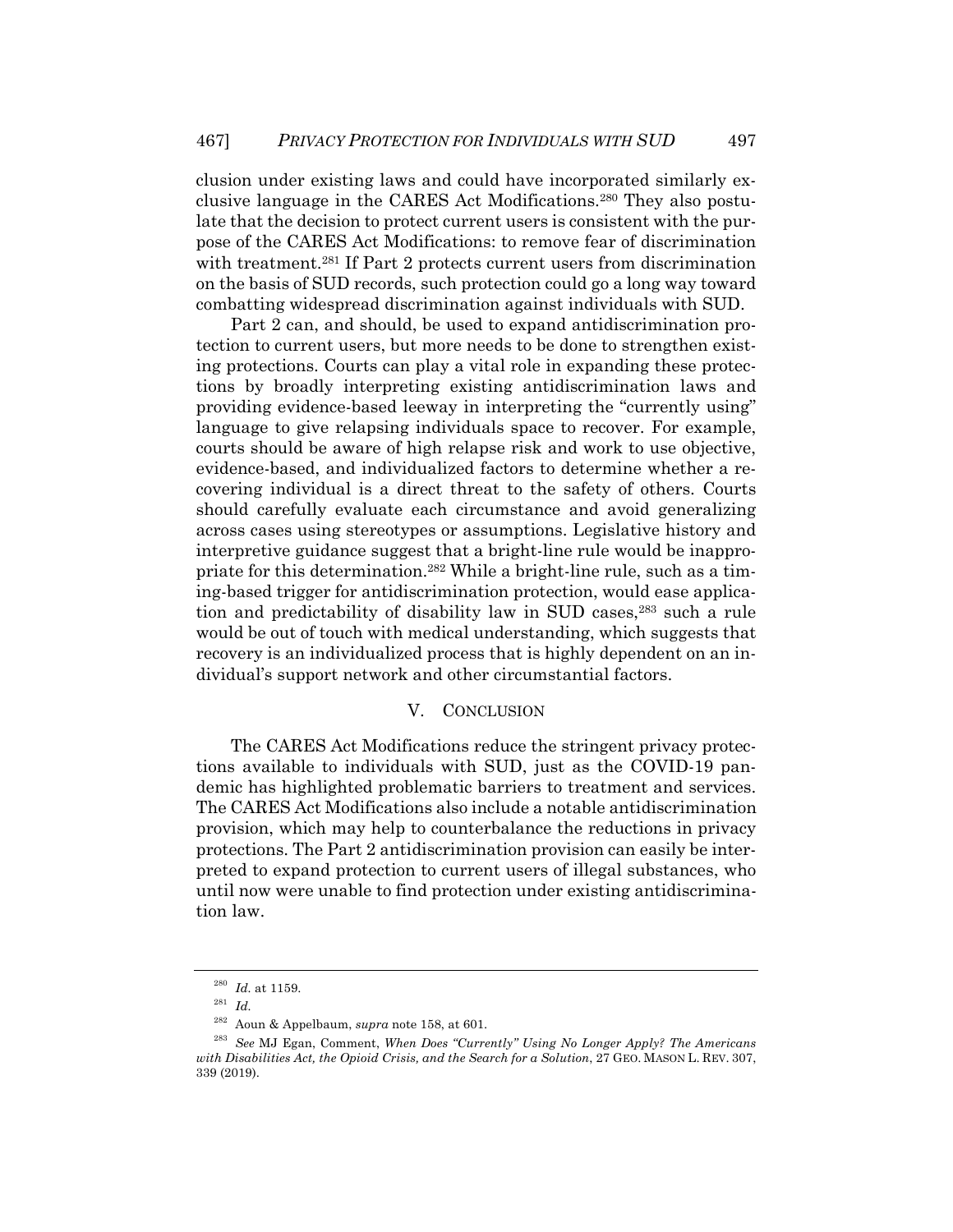clusion under existing laws and could have incorporated similarly exclusive language in the CARES Act Modifications.[280] They also postulate that the decision to protect current users is consistent with the purpose of the CARES Act Modifications: to remove fear of discrimination with treatment.[281] If Part 2 protects current users from discrimination on the basis of SUD records, such protection could go a long way toward combatting widespread discrimination against individuals with SUD.

Part 2 can, and should, be used to expand antidiscrimination protection to current users, but more needs to be done to strengthen existing protections. Courts can play a vital role in expanding these protections by broadly interpreting existing antidiscrimination laws and providing evidence-based leeway in interpreting the "currently using" language to give relapsing individuals space to recover. For example, courts should be aware of high relapse risk and work to use objective, evidence-based, and individualized factors to determine whether a recovering individual is a direct threat to the safety of others. Courts should carefully evaluate each circumstance and avoid generalizing across cases using stereotypes or assumptions. Legislative history and interpretive guidance suggest that a bright-line rule would be inappropriate for this determination.[282] While a bright-line rule, such as a timing-based trigger for antidiscrimination protection, would ease application and predictability of disability law in SUD cases,[283] such a rule would be out of touch with medical understanding, which suggests that recovery is an individualized process that is highly dependent on an individual's support network and other circumstantial factors.

## V. CONCLUSION

The CARES Act Modifications reduce the stringent privacy protections available to individuals with SUD, just as the COVID-19 pandemic has highlighted problematic barriers to treatment and services. The CARES Act Modifications also include a notable antidiscrimination provision, which may help to counterbalance the reductions in privacy protections. The Part 2 antidiscrimination provision can easily be interpreted to expand protection to current users of illegal substances, who until now were unable to find protection under existing antidiscrimination law.

---

[280] *Id.* at 1159.

[281] *Id.*

[282] Aoun & Appelbaum, *supra* note 158, at 601.

[283] *See* MJ Egan, Comment, *When Does "Currently" Using No Longer Apply? The Americans with Disabilities Act, the Opioid Crisis, and the Search for a Solution*, 27 GEO. MASON L. REV. 307, 339 (2019).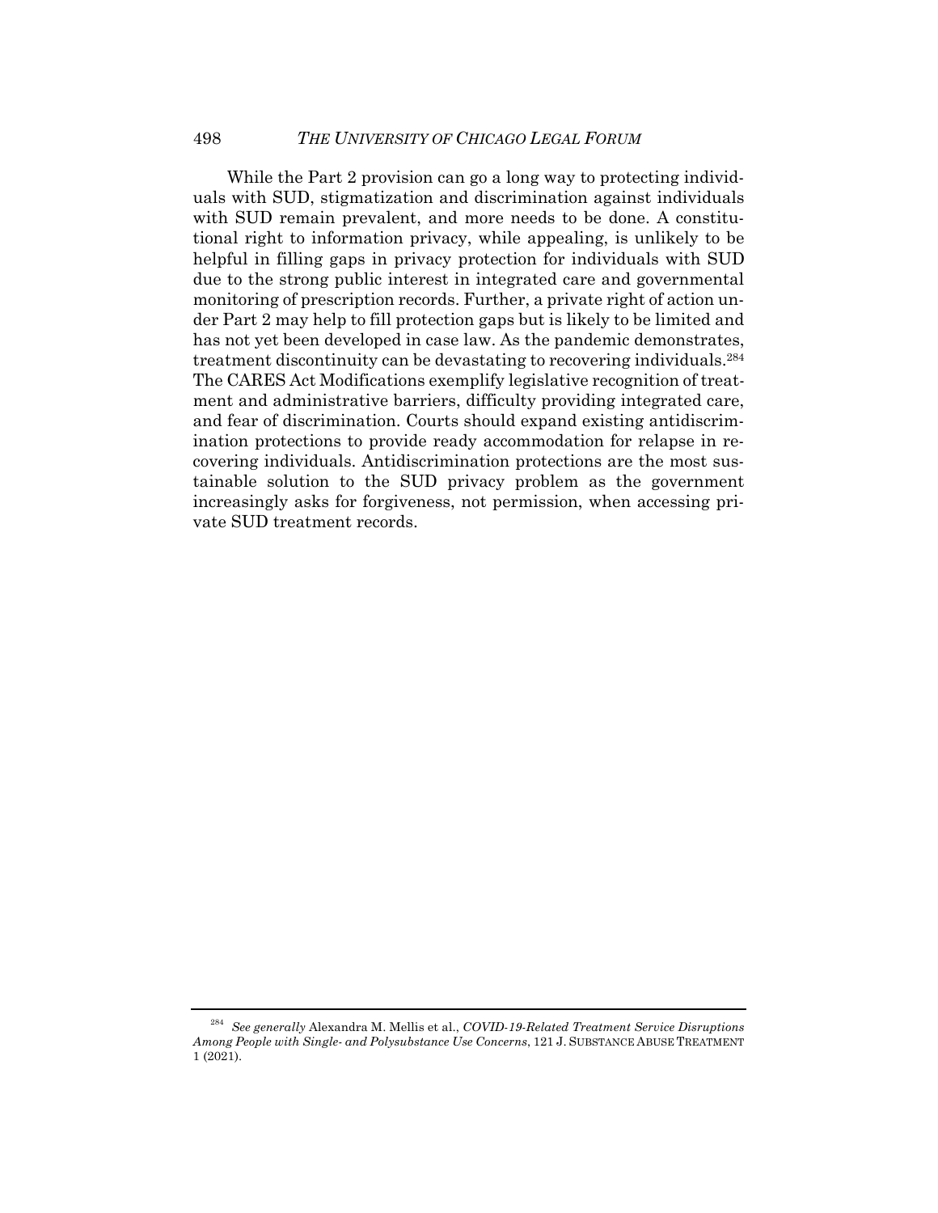While the Part 2 provision can go a long way to protecting individuals with SUD, stigmatization and discrimination against individuals with SUD remain prevalent, and more needs to be done. A constitutional right to information privacy, while appealing, is unlikely to be helpful in filling gaps in privacy protection for individuals with SUD due to the strong public interest in integrated care and governmental monitoring of prescription records. Further, a private right of action under Part 2 may help to fill protection gaps but is likely to be limited and has not yet been developed in case law. As the pandemic demonstrates, treatment discontinuity can be devastating to recovering individuals.[284] The CARES Act Modifications exemplify legislative recognition of treatment and administrative barriers, difficulty providing integrated care, and fear of discrimination. Courts should expand existing antidiscrimination protections to provide ready accommodation for relapse in recovering individuals. Antidiscrimination protections are the most sustainable solution to the SUD privacy problem as the government increasingly asks for forgiveness, not permission, when accessing private SUD treatment records.

---

[284] *See generally* Alexandra M. Mellis et al., *COVID-19-Related Treatment Service Disruptions Among People with Single- and Polysubstance Use Concerns*, 121 J. SUBSTANCE ABUSE TREATMENT 1 (2021).